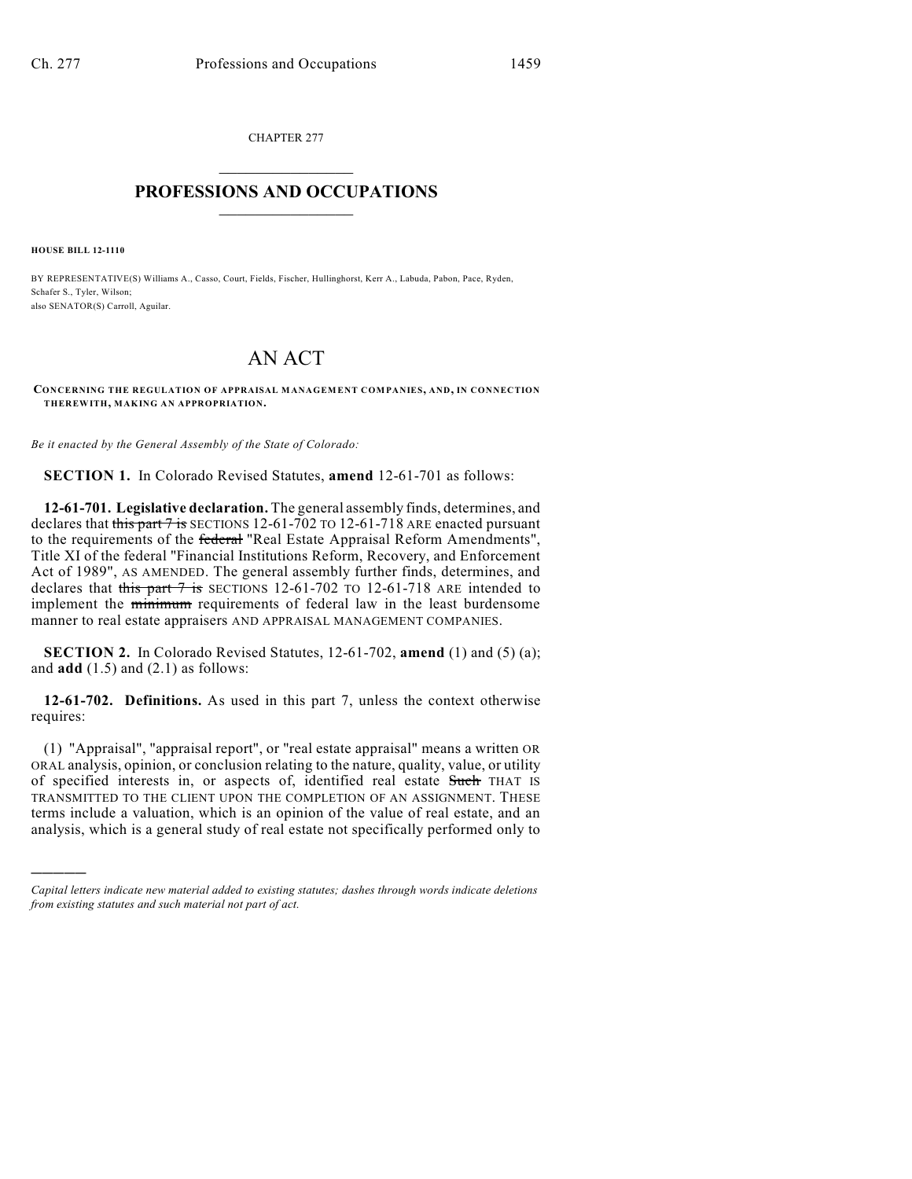CHAPTER 277

# PROFESSIONS AND OCCUPATIONS

**HOUSE BILL 12-1110**

BY REPRESENTATIVE(S) Williams A., Casso, Court, Fields, Fischer, Hullinghorst, Kerr A., Labuda, Pabon, Pace, Ryden, Schafer S., Tyler, Wilson;
also SENATOR(S) Carroll, Aguilar.

# AN ACT

**CONCERNING THE REGULATION OF APPRAISAL MANAGEMENT COMPANIES, AND, IN CONNECTION THEREWITH, MAKING AN APPROPRIATION.**

*Be it enacted by the General Assembly of the State of Colorado:*

**SECTION 1.** In Colorado Revised Statutes, **amend** 12-61-701 as follows:

**12-61-701. Legislative declaration.** The general assembly finds, determines, and declares that ~~this part 7 is~~ SECTIONS 12-61-702 TO 12-61-718 ARE enacted pursuant to the requirements of the ~~federal~~ "Real Estate Appraisal Reform Amendments", Title XI of the federal "Financial Institutions Reform, Recovery, and Enforcement Act of 1989", AS AMENDED. The general assembly further finds, determines, and declares that ~~this part 7 is~~ SECTIONS 12-61-702 TO 12-61-718 ARE intended to implement the ~~minimum~~ requirements of federal law in the least burdensome manner to real estate appraisers AND APPRAISAL MANAGEMENT COMPANIES.

**SECTION 2.** In Colorado Revised Statutes, 12-61-702, **amend** (1) and (5) (a); and **add** (1.5) and (2.1) as follows:

**12-61-702. Definitions.** As used in this part 7, unless the context otherwise requires:

(1) "Appraisal", "appraisal report", or "real estate appraisal" means a written OR ORAL analysis, opinion, or conclusion relating to the nature, quality, value, or utility of specified interests in, or aspects of, identified real estate ~~Such~~ THAT IS TRANSMITTED TO THE CLIENT UPON THE COMPLETION OF AN ASSIGNMENT. THESE terms include a valuation, which is an opinion of the value of real estate, and an analysis, which is a general study of real estate not specifically performed only to

*Capital letters indicate new material added to existing statutes; dashes through words indicate deletions from existing statutes and such material not part of act.*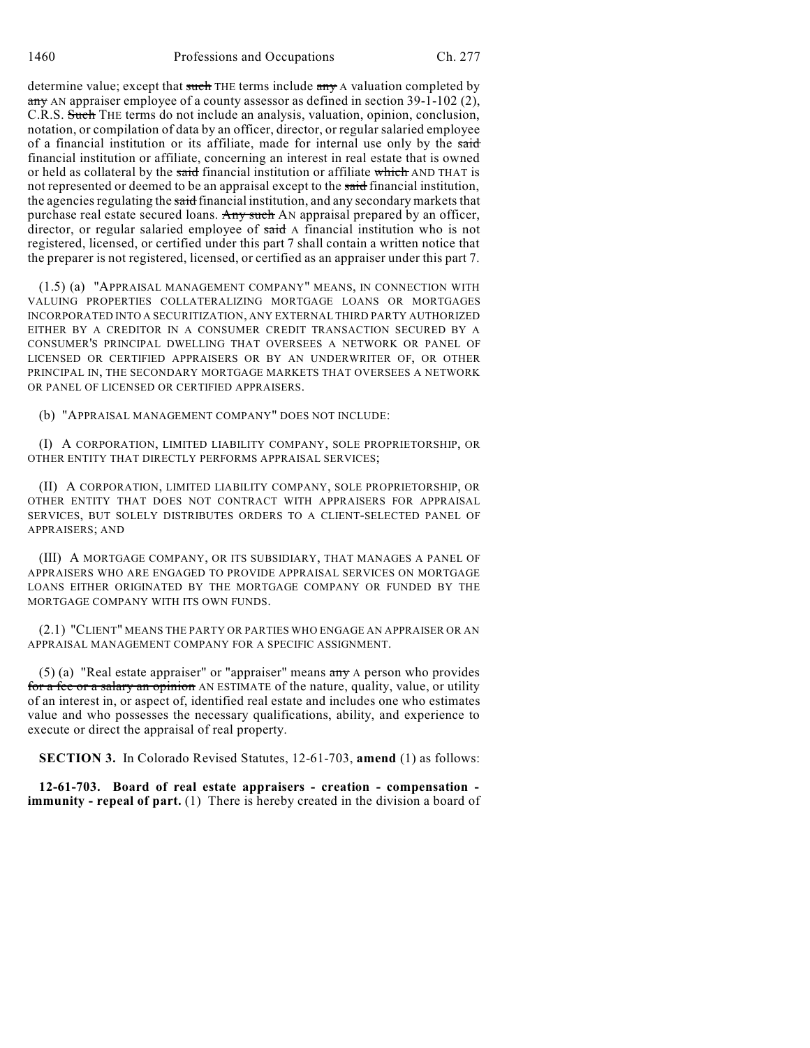determine value; except that ~~such~~ THE terms include ~~any~~ A valuation completed by ~~any~~ AN appraiser employee of a county assessor as defined in section 39-1-102 (2), C.R.S. ~~Such~~ THE terms do not include an analysis, valuation, opinion, conclusion, notation, or compilation of data by an officer, director, or regular salaried employee of a financial institution or its affiliate, made for internal use only by the ~~said~~ financial institution or affiliate, concerning an interest in real estate that is owned or held as collateral by the ~~said~~ financial institution or affiliate ~~which~~ AND THAT is not represented or deemed to be an appraisal except to the ~~said~~ financial institution, the agencies regulating the ~~said~~ financial institution, and any secondary markets that purchase real estate secured loans. ~~Any such~~ AN appraisal prepared by an officer, director, or regular salaried employee of ~~said~~ A financial institution who is not registered, licensed, or certified under this part 7 shall contain a written notice that the preparer is not registered, licensed, or certified as an appraiser under this part 7.

(1.5) (a) "APPRAISAL MANAGEMENT COMPANY" MEANS, IN CONNECTION WITH VALUING PROPERTIES COLLATERALIZING MORTGAGE LOANS OR MORTGAGES INCORPORATED INTO A SECURITIZATION, ANY EXTERNAL THIRD PARTY AUTHORIZED EITHER BY A CREDITOR IN A CONSUMER CREDIT TRANSACTION SECURED BY A CONSUMER'S PRINCIPAL DWELLING THAT OVERSEES A NETWORK OR PANEL OF LICENSED OR CERTIFIED APPRAISERS OR BY AN UNDERWRITER OF, OR OTHER PRINCIPAL IN, THE SECONDARY MORTGAGE MARKETS THAT OVERSEES A NETWORK OR PANEL OF LICENSED OR CERTIFIED APPRAISERS.

(b) "APPRAISAL MANAGEMENT COMPANY" DOES NOT INCLUDE:

(I) A CORPORATION, LIMITED LIABILITY COMPANY, SOLE PROPRIETORSHIP, OR OTHER ENTITY THAT DIRECTLY PERFORMS APPRAISAL SERVICES;

(II) A CORPORATION, LIMITED LIABILITY COMPANY, SOLE PROPRIETORSHIP, OR OTHER ENTITY THAT DOES NOT CONTRACT WITH APPRAISERS FOR APPRAISAL SERVICES, BUT SOLELY DISTRIBUTES ORDERS TO A CLIENT-SELECTED PANEL OF APPRAISERS; AND

(III) A MORTGAGE COMPANY, OR ITS SUBSIDIARY, THAT MANAGES A PANEL OF APPRAISERS WHO ARE ENGAGED TO PROVIDE APPRAISAL SERVICES ON MORTGAGE LOANS EITHER ORIGINATED BY THE MORTGAGE COMPANY OR FUNDED BY THE MORTGAGE COMPANY WITH ITS OWN FUNDS.

(2.1) "CLIENT" MEANS THE PARTY OR PARTIES WHO ENGAGE AN APPRAISER OR AN APPRAISAL MANAGEMENT COMPANY FOR A SPECIFIC ASSIGNMENT.

(5) (a) "Real estate appraiser" or "appraiser" means ~~any~~ A person who provides ~~for a fee or a salary an opinion~~ AN ESTIMATE of the nature, quality, value, or utility of an interest in, or aspect of, identified real estate and includes one who estimates value and who possesses the necessary qualifications, ability, and experience to execute or direct the appraisal of real property.

**SECTION 3.** In Colorado Revised Statutes, 12-61-703, **amend** (1) as follows:

**12-61-703. Board of real estate appraisers - creation - compensation - immunity - repeal of part.** (1) There is hereby created in the division a board of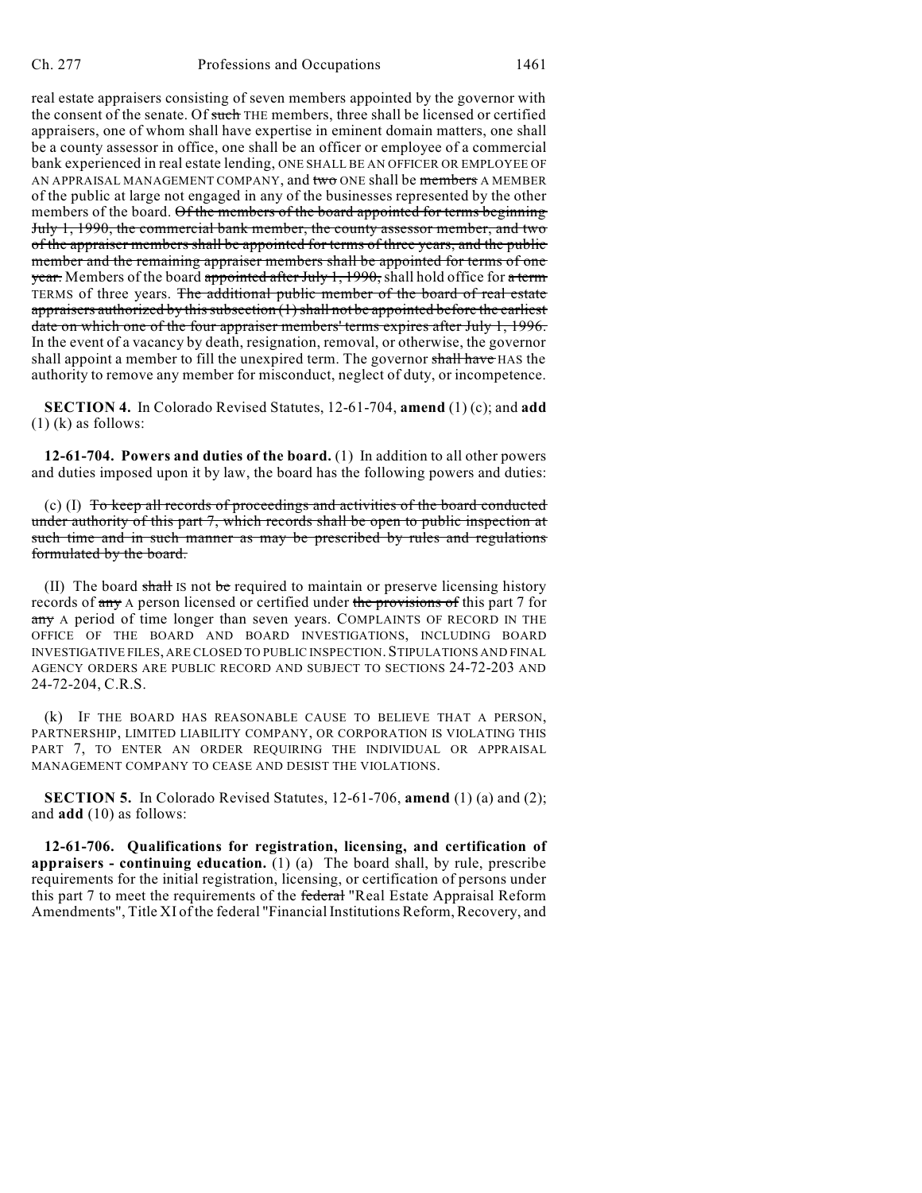real estate appraisers consisting of seven members appointed by the governor with the consent of the senate. Of ~~such~~ THE members, three shall be licensed or certified appraisers, one of whom shall have expertise in eminent domain matters, one shall be a county assessor in office, one shall be an officer or employee of a commercial bank experienced in real estate lending, ONE SHALL BE AN OFFICER OR EMPLOYEE OF AN APPRAISAL MANAGEMENT COMPANY, and ~~two~~ ONE shall be ~~members~~ A MEMBER of the public at large not engaged in any of the businesses represented by the other members of the board. ~~Of the members of the board appointed for terms beginning July 1, 1990, the commercial bank member, the county assessor member, and two of the appraiser members shall be appointed for terms of three years, and the public member and the remaining appraiser members shall be appointed for terms of one year.~~ Members of the board ~~appointed after July 1, 1990,~~ shall hold office for ~~a term~~ TERMS of three years. ~~The additional public member of the board of real estate appraisers authorized by this subsection (1) shall not be appointed before the earliest date on which one of the four appraiser members' terms expires after July 1, 1996.~~ In the event of a vacancy by death, resignation, removal, or otherwise, the governor shall appoint a member to fill the unexpired term. The governor ~~shall have~~ HAS the authority to remove any member for misconduct, neglect of duty, or incompetence.

**SECTION 4.** In Colorado Revised Statutes, 12-61-704, **amend** (1) (c); and **add** (1) (k) as follows:

**12-61-704. Powers and duties of the board.** (1) In addition to all other powers and duties imposed upon it by law, the board has the following powers and duties:

(c) (I) ~~To keep all records of proceedings and activities of the board conducted under authority of this part 7, which records shall be open to public inspection at such time and in such manner as may be prescribed by rules and regulations formulated by the board.~~

(II) The board ~~shall~~ IS not ~~be~~ required to maintain or preserve licensing history records of ~~any~~ A person licensed or certified under ~~the provisions of~~ this part 7 for ~~any~~ A period of time longer than seven years. COMPLAINTS OF RECORD IN THE OFFICE OF THE BOARD AND BOARD INVESTIGATIONS, INCLUDING BOARD INVESTIGATIVE FILES, ARE CLOSED TO PUBLIC INSPECTION. STIPULATIONS AND FINAL AGENCY ORDERS ARE PUBLIC RECORD AND SUBJECT TO SECTIONS 24-72-203 AND 24-72-204, C.R.S.

(k) IF THE BOARD HAS REASONABLE CAUSE TO BELIEVE THAT A PERSON, PARTNERSHIP, LIMITED LIABILITY COMPANY, OR CORPORATION IS VIOLATING THIS PART 7, TO ENTER AN ORDER REQUIRING THE INDIVIDUAL OR APPRAISAL MANAGEMENT COMPANY TO CEASE AND DESIST THE VIOLATIONS.

**SECTION 5.** In Colorado Revised Statutes, 12-61-706, **amend** (1) (a) and (2); and **add** (10) as follows:

**12-61-706. Qualifications for registration, licensing, and certification of appraisers - continuing education.** (1) (a) The board shall, by rule, prescribe requirements for the initial registration, licensing, or certification of persons under this part 7 to meet the requirements of the ~~federal~~ "Real Estate Appraisal Reform Amendments", Title XI of the federal "Financial Institutions Reform, Recovery, and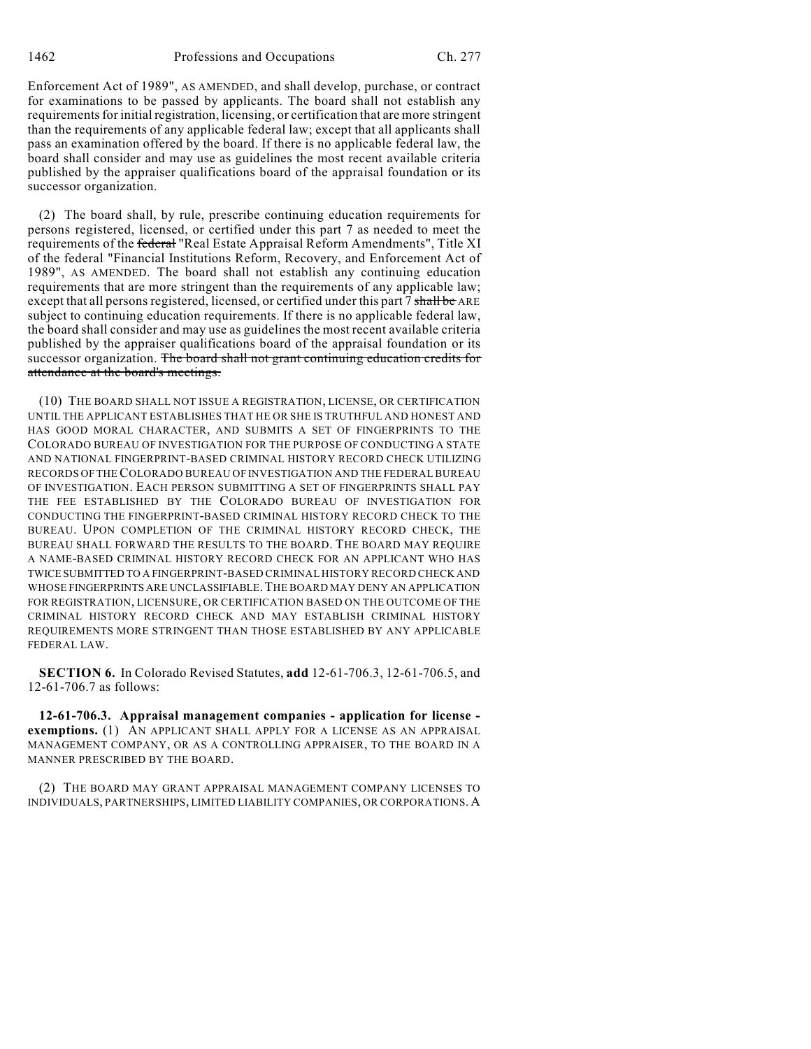Enforcement Act of 1989", AS AMENDED, and shall develop, purchase, or contract for examinations to be passed by applicants. The board shall not establish any requirements for initial registration, licensing, or certification that are more stringent than the requirements of any applicable federal law; except that all applicants shall pass an examination offered by the board. If there is no applicable federal law, the board shall consider and may use as guidelines the most recent available criteria published by the appraiser qualifications board of the appraisal foundation or its successor organization.

(2) The board shall, by rule, prescribe continuing education requirements for persons registered, licensed, or certified under this part 7 as needed to meet the requirements of the ~~federal~~ "Real Estate Appraisal Reform Amendments", Title XI of the federal "Financial Institutions Reform, Recovery, and Enforcement Act of 1989", AS AMENDED. The board shall not establish any continuing education requirements that are more stringent than the requirements of any applicable law; except that all persons registered, licensed, or certified under this part 7 ~~shall be~~ ARE subject to continuing education requirements. If there is no applicable federal law, the board shall consider and may use as guidelines the most recent available criteria published by the appraiser qualifications board of the appraisal foundation or its successor organization. ~~The board shall not grant continuing education credits for attendance at the board's meetings.~~

(10) THE BOARD SHALL NOT ISSUE A REGISTRATION, LICENSE, OR CERTIFICATION UNTIL THE APPLICANT ESTABLISHES THAT HE OR SHE IS TRUTHFUL AND HONEST AND HAS GOOD MORAL CHARACTER, AND SUBMITS A SET OF FINGERPRINTS TO THE COLORADO BUREAU OF INVESTIGATION FOR THE PURPOSE OF CONDUCTING A STATE AND NATIONAL FINGERPRINT-BASED CRIMINAL HISTORY RECORD CHECK UTILIZING RECORDS OF THE COLORADO BUREAU OF INVESTIGATION AND THE FEDERAL BUREAU OF INVESTIGATION. EACH PERSON SUBMITTING A SET OF FINGERPRINTS SHALL PAY THE FEE ESTABLISHED BY THE COLORADO BUREAU OF INVESTIGATION FOR CONDUCTING THE FINGERPRINT-BASED CRIMINAL HISTORY RECORD CHECK TO THE BUREAU. UPON COMPLETION OF THE CRIMINAL HISTORY RECORD CHECK, THE BUREAU SHALL FORWARD THE RESULTS TO THE BOARD. THE BOARD MAY REQUIRE A NAME-BASED CRIMINAL HISTORY RECORD CHECK FOR AN APPLICANT WHO HAS TWICE SUBMITTED TO A FINGERPRINT-BASED CRIMINAL HISTORY RECORD CHECK AND WHOSE FINGERPRINTS ARE UNCLASSIFIABLE. THE BOARD MAY DENY AN APPLICATION FOR REGISTRATION, LICENSURE, OR CERTIFICATION BASED ON THE OUTCOME OF THE CRIMINAL HISTORY RECORD CHECK AND MAY ESTABLISH CRIMINAL HISTORY REQUIREMENTS MORE STRINGENT THAN THOSE ESTABLISHED BY ANY APPLICABLE FEDERAL LAW.

**SECTION 6.** In Colorado Revised Statutes, **add** 12-61-706.3, 12-61-706.5, and 12-61-706.7 as follows:

**12-61-706.3. Appraisal management companies - application for license - exemptions.** (1) AN APPLICANT SHALL APPLY FOR A LICENSE AS AN APPRAISAL MANAGEMENT COMPANY, OR AS A CONTROLLING APPRAISER, TO THE BOARD IN A MANNER PRESCRIBED BY THE BOARD.

(2) THE BOARD MAY GRANT APPRAISAL MANAGEMENT COMPANY LICENSES TO INDIVIDUALS, PARTNERSHIPS, LIMITED LIABILITY COMPANIES, OR CORPORATIONS. A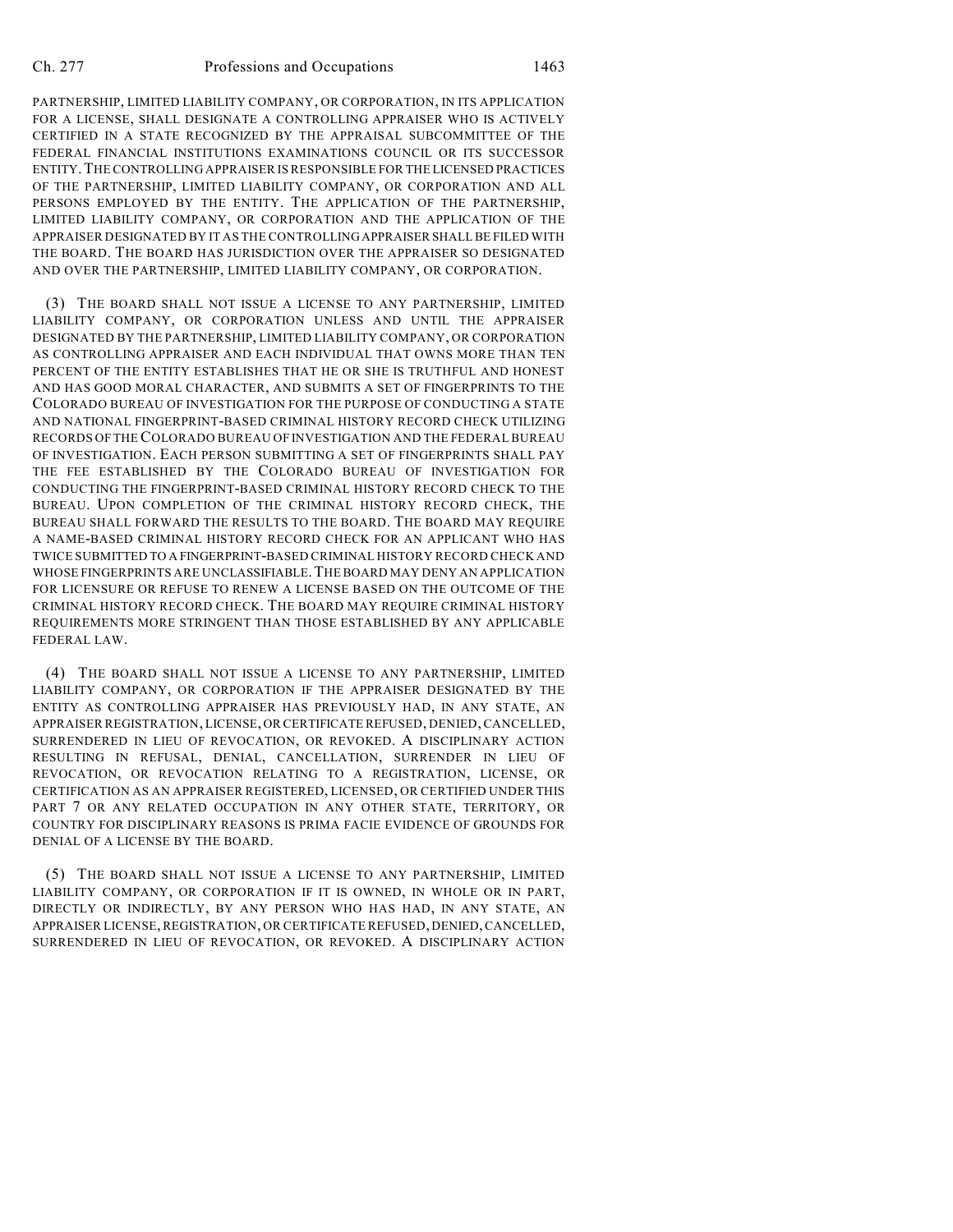PARTNERSHIP, LIMITED LIABILITY COMPANY, OR CORPORATION, IN ITS APPLICATION FOR A LICENSE, SHALL DESIGNATE A CONTROLLING APPRAISER WHO IS ACTIVELY CERTIFIED IN A STATE RECOGNIZED BY THE APPRAISAL SUBCOMMITTEE OF THE FEDERAL FINANCIAL INSTITUTIONS EXAMINATIONS COUNCIL OR ITS SUCCESSOR ENTITY. THE CONTROLLING APPRAISER IS RESPONSIBLE FOR THE LICENSED PRACTICES OF THE PARTNERSHIP, LIMITED LIABILITY COMPANY, OR CORPORATION AND ALL PERSONS EMPLOYED BY THE ENTITY. THE APPLICATION OF THE PARTNERSHIP, LIMITED LIABILITY COMPANY, OR CORPORATION AND THE APPLICATION OF THE APPRAISER DESIGNATED BY IT AS THE CONTROLLING APPRAISER SHALL BE FILED WITH THE BOARD. THE BOARD HAS JURISDICTION OVER THE APPRAISER SO DESIGNATED AND OVER THE PARTNERSHIP, LIMITED LIABILITY COMPANY, OR CORPORATION.

(3) THE BOARD SHALL NOT ISSUE A LICENSE TO ANY PARTNERSHIP, LIMITED LIABILITY COMPANY, OR CORPORATION UNLESS AND UNTIL THE APPRAISER DESIGNATED BY THE PARTNERSHIP, LIMITED LIABILITY COMPANY, OR CORPORATION AS CONTROLLING APPRAISER AND EACH INDIVIDUAL THAT OWNS MORE THAN TEN PERCENT OF THE ENTITY ESTABLISHES THAT HE OR SHE IS TRUTHFUL AND HONEST AND HAS GOOD MORAL CHARACTER, AND SUBMITS A SET OF FINGERPRINTS TO THE COLORADO BUREAU OF INVESTIGATION FOR THE PURPOSE OF CONDUCTING A STATE AND NATIONAL FINGERPRINT-BASED CRIMINAL HISTORY RECORD CHECK UTILIZING RECORDS OF THE COLORADO BUREAU OF INVESTIGATION AND THE FEDERAL BUREAU OF INVESTIGATION. EACH PERSON SUBMITTING A SET OF FINGERPRINTS SHALL PAY THE FEE ESTABLISHED BY THE COLORADO BUREAU OF INVESTIGATION FOR CONDUCTING THE FINGERPRINT-BASED CRIMINAL HISTORY RECORD CHECK TO THE BUREAU. UPON COMPLETION OF THE CRIMINAL HISTORY RECORD CHECK, THE BUREAU SHALL FORWARD THE RESULTS TO THE BOARD. THE BOARD MAY REQUIRE A NAME-BASED CRIMINAL HISTORY RECORD CHECK FOR AN APPLICANT WHO HAS TWICE SUBMITTED TO A FINGERPRINT-BASED CRIMINAL HISTORY RECORD CHECK AND WHOSE FINGERPRINTS ARE UNCLASSIFIABLE. THE BOARD MAY DENY AN APPLICATION FOR LICENSURE OR REFUSE TO RENEW A LICENSE BASED ON THE OUTCOME OF THE CRIMINAL HISTORY RECORD CHECK. THE BOARD MAY REQUIRE CRIMINAL HISTORY REQUIREMENTS MORE STRINGENT THAN THOSE ESTABLISHED BY ANY APPLICABLE FEDERAL LAW.

(4) THE BOARD SHALL NOT ISSUE A LICENSE TO ANY PARTNERSHIP, LIMITED LIABILITY COMPANY, OR CORPORATION IF THE APPRAISER DESIGNATED BY THE ENTITY AS CONTROLLING APPRAISER HAS PREVIOUSLY HAD, IN ANY STATE, AN APPRAISER REGISTRATION, LICENSE, OR CERTIFICATE REFUSED, DENIED, CANCELLED, SURRENDERED IN LIEU OF REVOCATION, OR REVOKED. A DISCIPLINARY ACTION RESULTING IN REFUSAL, DENIAL, CANCELLATION, SURRENDER IN LIEU OF REVOCATION, OR REVOCATION RELATING TO A REGISTRATION, LICENSE, OR CERTIFICATION AS AN APPRAISER REGISTERED, LICENSED, OR CERTIFIED UNDER THIS PART 7 OR ANY RELATED OCCUPATION IN ANY OTHER STATE, TERRITORY, OR COUNTRY FOR DISCIPLINARY REASONS IS PRIMA FACIE EVIDENCE OF GROUNDS FOR DENIAL OF A LICENSE BY THE BOARD.

(5) THE BOARD SHALL NOT ISSUE A LICENSE TO ANY PARTNERSHIP, LIMITED LIABILITY COMPANY, OR CORPORATION IF IT IS OWNED, IN WHOLE OR IN PART, DIRECTLY OR INDIRECTLY, BY ANY PERSON WHO HAS HAD, IN ANY STATE, AN APPRAISER LICENSE, REGISTRATION, OR CERTIFICATE REFUSED, DENIED, CANCELLED, SURRENDERED IN LIEU OF REVOCATION, OR REVOKED. A DISCIPLINARY ACTION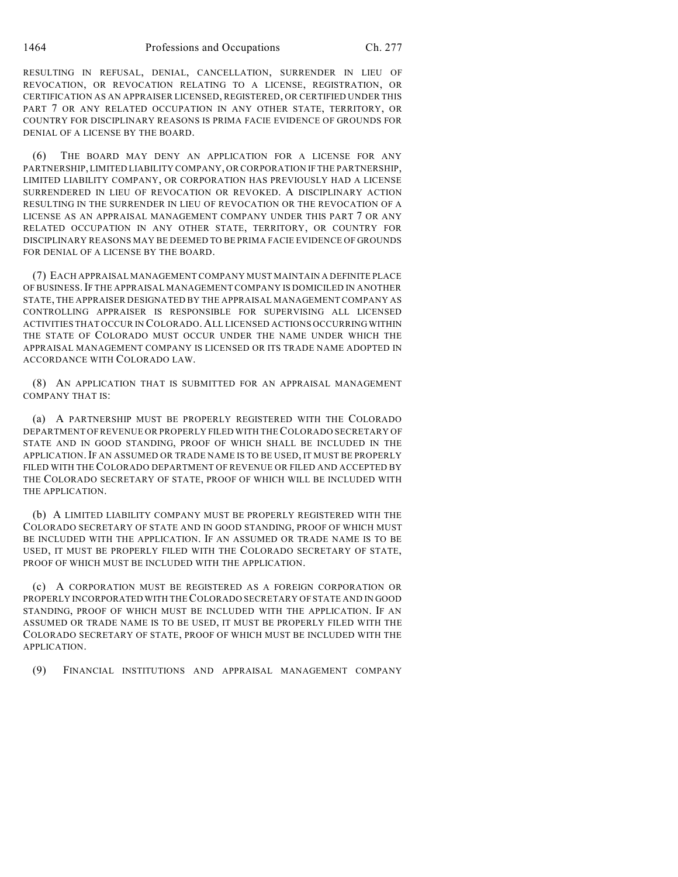RESULTING IN REFUSAL, DENIAL, CANCELLATION, SURRENDER IN LIEU OF REVOCATION, OR REVOCATION RELATING TO A LICENSE, REGISTRATION, OR CERTIFICATION AS AN APPRAISER LICENSED, REGISTERED, OR CERTIFIED UNDER THIS PART 7 OR ANY RELATED OCCUPATION IN ANY OTHER STATE, TERRITORY, OR COUNTRY FOR DISCIPLINARY REASONS IS PRIMA FACIE EVIDENCE OF GROUNDS FOR DENIAL OF A LICENSE BY THE BOARD.

(6) THE BOARD MAY DENY AN APPLICATION FOR A LICENSE FOR ANY PARTNERSHIP, LIMITED LIABILITY COMPANY, OR CORPORATION IF THE PARTNERSHIP, LIMITED LIABILITY COMPANY, OR CORPORATION HAS PREVIOUSLY HAD A LICENSE SURRENDERED IN LIEU OF REVOCATION OR REVOKED. A DISCIPLINARY ACTION RESULTING IN THE SURRENDER IN LIEU OF REVOCATION OR THE REVOCATION OF A LICENSE AS AN APPRAISAL MANAGEMENT COMPANY UNDER THIS PART 7 OR ANY RELATED OCCUPATION IN ANY OTHER STATE, TERRITORY, OR COUNTRY FOR DISCIPLINARY REASONS MAY BE DEEMED TO BE PRIMA FACIE EVIDENCE OF GROUNDS FOR DENIAL OF A LICENSE BY THE BOARD.

(7) EACH APPRAISAL MANAGEMENT COMPANY MUST MAINTAIN A DEFINITE PLACE OF BUSINESS. IF THE APPRAISAL MANAGEMENT COMPANY IS DOMICILED IN ANOTHER STATE, THE APPRAISER DESIGNATED BY THE APPRAISAL MANAGEMENT COMPANY AS CONTROLLING APPRAISER IS RESPONSIBLE FOR SUPERVISING ALL LICENSED ACTIVITIES THAT OCCUR IN COLORADO. ALL LICENSED ACTIONS OCCURRING WITHIN THE STATE OF COLORADO MUST OCCUR UNDER THE NAME UNDER WHICH THE APPRAISAL MANAGEMENT COMPANY IS LICENSED OR ITS TRADE NAME ADOPTED IN ACCORDANCE WITH COLORADO LAW.

(8) AN APPLICATION THAT IS SUBMITTED FOR AN APPRAISAL MANAGEMENT COMPANY THAT IS:

(a) A PARTNERSHIP MUST BE PROPERLY REGISTERED WITH THE COLORADO DEPARTMENT OF REVENUE OR PROPERLY FILED WITH THE COLORADO SECRETARY OF STATE AND IN GOOD STANDING, PROOF OF WHICH SHALL BE INCLUDED IN THE APPLICATION. IF AN ASSUMED OR TRADE NAME IS TO BE USED, IT MUST BE PROPERLY FILED WITH THE COLORADO DEPARTMENT OF REVENUE OR FILED AND ACCEPTED BY THE COLORADO SECRETARY OF STATE, PROOF OF WHICH WILL BE INCLUDED WITH THE APPLICATION.

(b) A LIMITED LIABILITY COMPANY MUST BE PROPERLY REGISTERED WITH THE COLORADO SECRETARY OF STATE AND IN GOOD STANDING, PROOF OF WHICH MUST BE INCLUDED WITH THE APPLICATION. IF AN ASSUMED OR TRADE NAME IS TO BE USED, IT MUST BE PROPERLY FILED WITH THE COLORADO SECRETARY OF STATE, PROOF OF WHICH MUST BE INCLUDED WITH THE APPLICATION.

(c) A CORPORATION MUST BE REGISTERED AS A FOREIGN CORPORATION OR PROPERLY INCORPORATED WITH THE COLORADO SECRETARY OF STATE AND IN GOOD STANDING, PROOF OF WHICH MUST BE INCLUDED WITH THE APPLICATION. IF AN ASSUMED OR TRADE NAME IS TO BE USED, IT MUST BE PROPERLY FILED WITH THE COLORADO SECRETARY OF STATE, PROOF OF WHICH MUST BE INCLUDED WITH THE APPLICATION.

(9) FINANCIAL INSTITUTIONS AND APPRAISAL MANAGEMENT COMPANY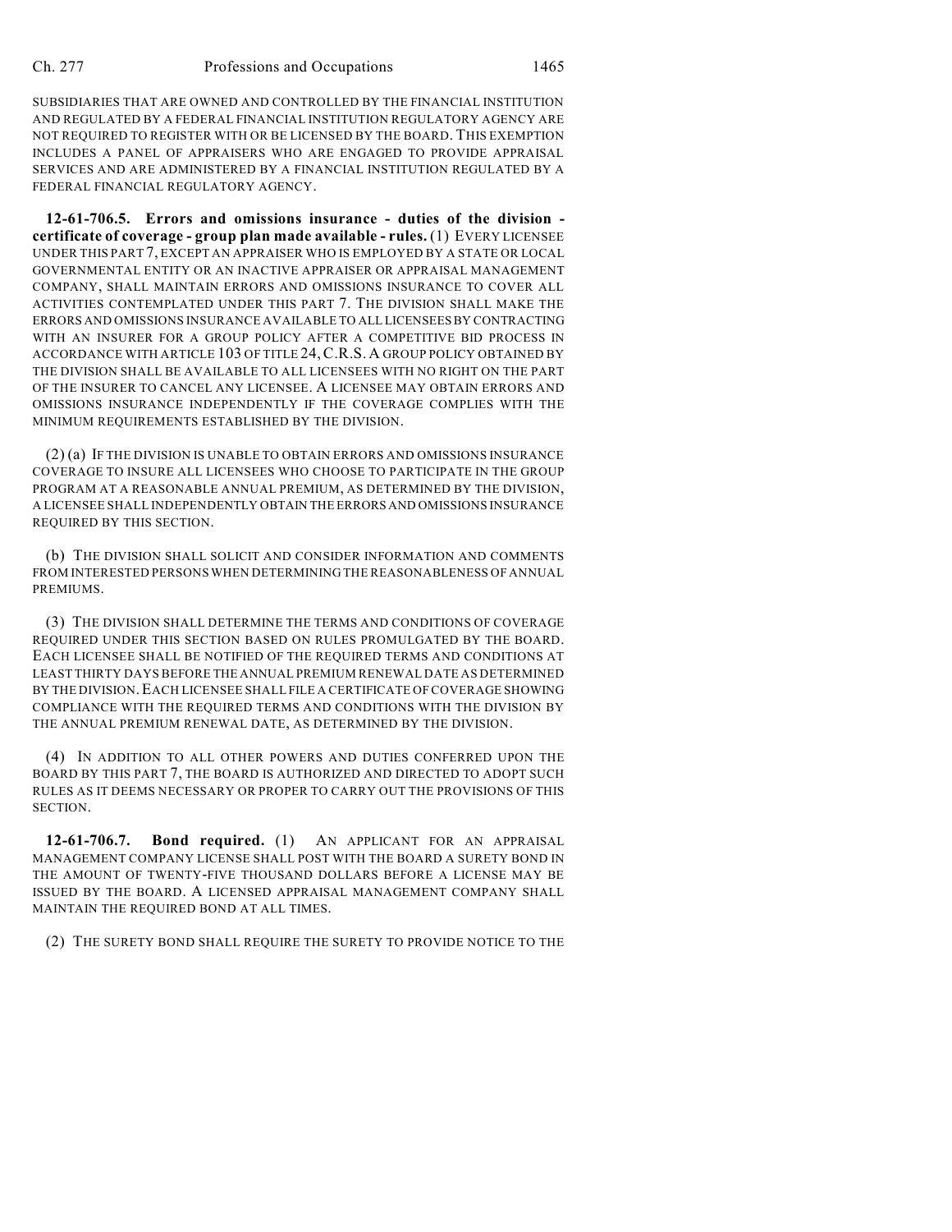SUBSIDIARIES THAT ARE OWNED AND CONTROLLED BY THE FINANCIAL INSTITUTION AND REGULATED BY A FEDERAL FINANCIAL INSTITUTION REGULATORY AGENCY ARE NOT REQUIRED TO REGISTER WITH OR BE LICENSED BY THE BOARD. THIS EXEMPTION INCLUDES A PANEL OF APPRAISERS WHO ARE ENGAGED TO PROVIDE APPRAISAL SERVICES AND ARE ADMINISTERED BY A FINANCIAL INSTITUTION REGULATED BY A FEDERAL FINANCIAL REGULATORY AGENCY.

**12-61-706.5. Errors and omissions insurance - duties of the division - certificate of coverage - group plan made available - rules.** (1) EVERY LICENSEE UNDER THIS PART 7, EXCEPT AN APPRAISER WHO IS EMPLOYED BY A STATE OR LOCAL GOVERNMENTAL ENTITY OR AN INACTIVE APPRAISER OR APPRAISAL MANAGEMENT COMPANY, SHALL MAINTAIN ERRORS AND OMISSIONS INSURANCE TO COVER ALL ACTIVITIES CONTEMPLATED UNDER THIS PART 7. THE DIVISION SHALL MAKE THE ERRORS AND OMISSIONS INSURANCE AVAILABLE TO ALL LICENSEES BY CONTRACTING WITH AN INSURER FOR A GROUP POLICY AFTER A COMPETITIVE BID PROCESS IN ACCORDANCE WITH ARTICLE 103 OF TITLE 24, C.R.S. A GROUP POLICY OBTAINED BY THE DIVISION SHALL BE AVAILABLE TO ALL LICENSEES WITH NO RIGHT ON THE PART OF THE INSURER TO CANCEL ANY LICENSEE. A LICENSEE MAY OBTAIN ERRORS AND OMISSIONS INSURANCE INDEPENDENTLY IF THE COVERAGE COMPLIES WITH THE MINIMUM REQUIREMENTS ESTABLISHED BY THE DIVISION.

(2) (a) IF THE DIVISION IS UNABLE TO OBTAIN ERRORS AND OMISSIONS INSURANCE COVERAGE TO INSURE ALL LICENSEES WHO CHOOSE TO PARTICIPATE IN THE GROUP PROGRAM AT A REASONABLE ANNUAL PREMIUM, AS DETERMINED BY THE DIVISION, A LICENSEE SHALL INDEPENDENTLY OBTAIN THE ERRORS AND OMISSIONS INSURANCE REQUIRED BY THIS SECTION.

(b) THE DIVISION SHALL SOLICIT AND CONSIDER INFORMATION AND COMMENTS FROM INTERESTED PERSONS WHEN DETERMINING THE REASONABLENESS OF ANNUAL PREMIUMS.

(3) THE DIVISION SHALL DETERMINE THE TERMS AND CONDITIONS OF COVERAGE REQUIRED UNDER THIS SECTION BASED ON RULES PROMULGATED BY THE BOARD. EACH LICENSEE SHALL BE NOTIFIED OF THE REQUIRED TERMS AND CONDITIONS AT LEAST THIRTY DAYS BEFORE THE ANNUAL PREMIUM RENEWAL DATE AS DETERMINED BY THE DIVISION. EACH LICENSEE SHALL FILE A CERTIFICATE OF COVERAGE SHOWING COMPLIANCE WITH THE REQUIRED TERMS AND CONDITIONS WITH THE DIVISION BY THE ANNUAL PREMIUM RENEWAL DATE, AS DETERMINED BY THE DIVISION.

(4) IN ADDITION TO ALL OTHER POWERS AND DUTIES CONFERRED UPON THE BOARD BY THIS PART 7, THE BOARD IS AUTHORIZED AND DIRECTED TO ADOPT SUCH RULES AS IT DEEMS NECESSARY OR PROPER TO CARRY OUT THE PROVISIONS OF THIS SECTION.

**12-61-706.7. Bond required.** (1) AN APPLICANT FOR AN APPRAISAL MANAGEMENT COMPANY LICENSE SHALL POST WITH THE BOARD A SURETY BOND IN THE AMOUNT OF TWENTY-FIVE THOUSAND DOLLARS BEFORE A LICENSE MAY BE ISSUED BY THE BOARD. A LICENSED APPRAISAL MANAGEMENT COMPANY SHALL MAINTAIN THE REQUIRED BOND AT ALL TIMES.

(2) THE SURETY BOND SHALL REQUIRE THE SURETY TO PROVIDE NOTICE TO THE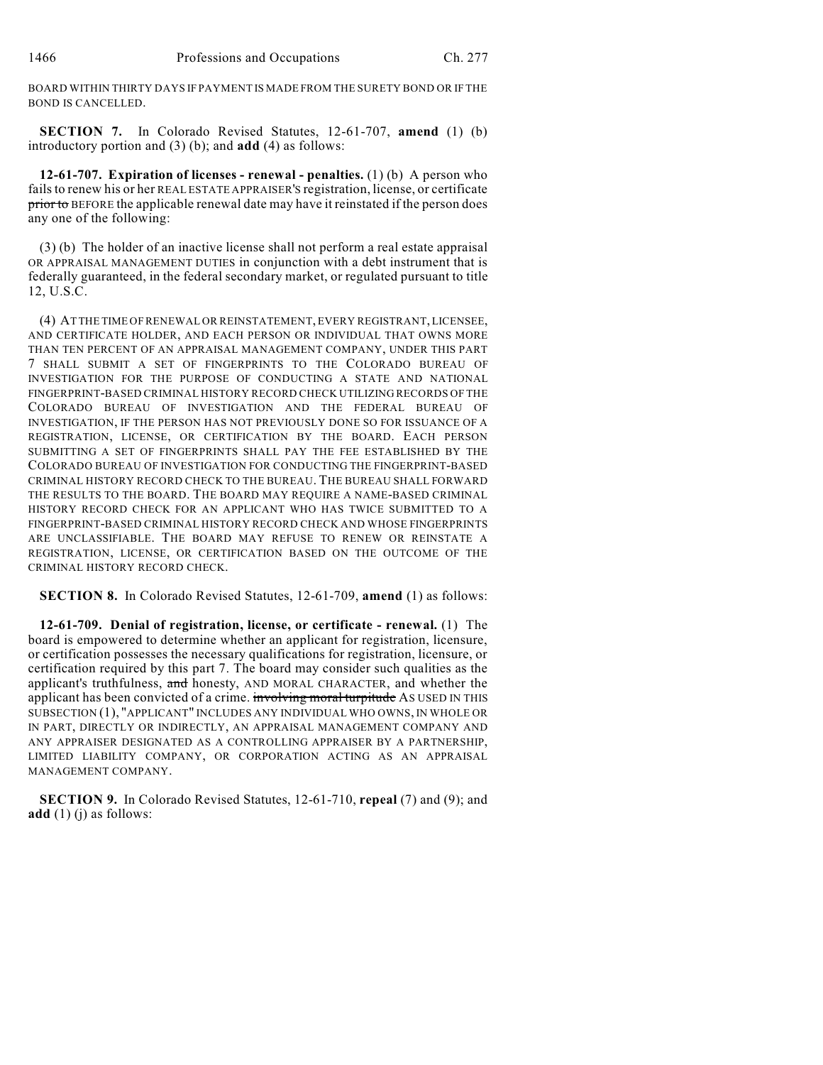BOARD WITHIN THIRTY DAYS IF PAYMENT IS MADE FROM THE SURETY BOND OR IF THE BOND IS CANCELLED.

**SECTION 7.** In Colorado Revised Statutes, 12-61-707, **amend** (1) (b) introductory portion and (3) (b); and **add** (4) as follows:

**12-61-707. Expiration of licenses - renewal - penalties.** (1) (b) A person who fails to renew his or her REAL ESTATE APPRAISER'S registration, license, or certificate ~~prior to~~ BEFORE the applicable renewal date may have it reinstated if the person does any one of the following:

(3) (b) The holder of an inactive license shall not perform a real estate appraisal OR APPRAISAL MANAGEMENT DUTIES in conjunction with a debt instrument that is federally guaranteed, in the federal secondary market, or regulated pursuant to title 12, U.S.C.

(4) AT THE TIME OF RENEWAL OR REINSTATEMENT, EVERY REGISTRANT, LICENSEE, AND CERTIFICATE HOLDER, AND EACH PERSON OR INDIVIDUAL THAT OWNS MORE THAN TEN PERCENT OF AN APPRAISAL MANAGEMENT COMPANY, UNDER THIS PART 7 SHALL SUBMIT A SET OF FINGERPRINTS TO THE COLORADO BUREAU OF INVESTIGATION FOR THE PURPOSE OF CONDUCTING A STATE AND NATIONAL FINGERPRINT-BASED CRIMINAL HISTORY RECORD CHECK UTILIZING RECORDS OF THE COLORADO BUREAU OF INVESTIGATION AND THE FEDERAL BUREAU OF INVESTIGATION, IF THE PERSON HAS NOT PREVIOUSLY DONE SO FOR ISSUANCE OF A REGISTRATION, LICENSE, OR CERTIFICATION BY THE BOARD. EACH PERSON SUBMITTING A SET OF FINGERPRINTS SHALL PAY THE FEE ESTABLISHED BY THE COLORADO BUREAU OF INVESTIGATION FOR CONDUCTING THE FINGERPRINT-BASED CRIMINAL HISTORY RECORD CHECK TO THE BUREAU. THE BUREAU SHALL FORWARD THE RESULTS TO THE BOARD. THE BOARD MAY REQUIRE A NAME-BASED CRIMINAL HISTORY RECORD CHECK FOR AN APPLICANT WHO HAS TWICE SUBMITTED TO A FINGERPRINT-BASED CRIMINAL HISTORY RECORD CHECK AND WHOSE FINGERPRINTS ARE UNCLASSIFIABLE. THE BOARD MAY REFUSE TO RENEW OR REINSTATE A REGISTRATION, LICENSE, OR CERTIFICATION BASED ON THE OUTCOME OF THE CRIMINAL HISTORY RECORD CHECK.

**SECTION 8.** In Colorado Revised Statutes, 12-61-709, **amend** (1) as follows:

**12-61-709. Denial of registration, license, or certificate - renewal.** (1) The board is empowered to determine whether an applicant for registration, licensure, or certification possesses the necessary qualifications for registration, licensure, or certification required by this part 7. The board may consider such qualities as the applicant's truthfulness, ~~and~~ honesty, AND MORAL CHARACTER, and whether the applicant has been convicted of a crime. ~~involving moral turpitude~~ AS USED IN THIS SUBSECTION (1), "APPLICANT" INCLUDES ANY INDIVIDUAL WHO OWNS, IN WHOLE OR IN PART, DIRECTLY OR INDIRECTLY, AN APPRAISAL MANAGEMENT COMPANY AND ANY APPRAISER DESIGNATED AS A CONTROLLING APPRAISER BY A PARTNERSHIP, LIMITED LIABILITY COMPANY, OR CORPORATION ACTING AS AN APPRAISAL MANAGEMENT COMPANY.

**SECTION 9.** In Colorado Revised Statutes, 12-61-710, **repeal** (7) and (9); and **add** (1) (j) as follows: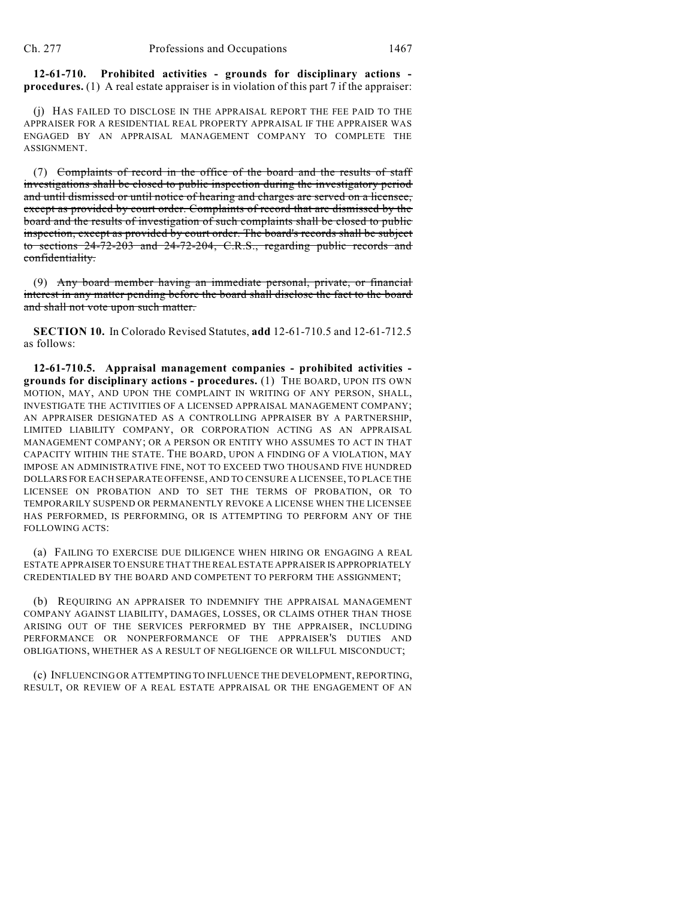**12-61-710. Prohibited activities - grounds for disciplinary actions - procedures.** (1) A real estate appraiser is in violation of this part 7 if the appraiser:

(j) HAS FAILED TO DISCLOSE IN THE APPRAISAL REPORT THE FEE PAID TO THE APPRAISER FOR A RESIDENTIAL REAL PROPERTY APPRAISAL IF THE APPRAISER WAS ENGAGED BY AN APPRAISAL MANAGEMENT COMPANY TO COMPLETE THE ASSIGNMENT.

(7) ~~Complaints of record in the office of the board and the results of staff investigations shall be closed to public inspection during the investigatory period and until dismissed or until notice of hearing and charges are served on a licensee, except as provided by court order. Complaints of record that are dismissed by the board and the results of investigation of such complaints shall be closed to public inspection, except as provided by court order. The board's records shall be subject to sections 24-72-203 and 24-72-204, C.R.S., regarding public records and confidentiality.~~

(9) ~~Any board member having an immediate personal, private, or financial interest in any matter pending before the board shall disclose the fact to the board and shall not vote upon such matter.~~

**SECTION 10.** In Colorado Revised Statutes, **add** 12-61-710.5 and 12-61-712.5 as follows:

**12-61-710.5. Appraisal management companies - prohibited activities - grounds for disciplinary actions - procedures.** (1) THE BOARD, UPON ITS OWN MOTION, MAY, AND UPON THE COMPLAINT IN WRITING OF ANY PERSON, SHALL, INVESTIGATE THE ACTIVITIES OF A LICENSED APPRAISAL MANAGEMENT COMPANY; AN APPRAISER DESIGNATED AS A CONTROLLING APPRAISER BY A PARTNERSHIP, LIMITED LIABILITY COMPANY, OR CORPORATION ACTING AS AN APPRAISAL MANAGEMENT COMPANY; OR A PERSON OR ENTITY WHO ASSUMES TO ACT IN THAT CAPACITY WITHIN THE STATE. THE BOARD, UPON A FINDING OF A VIOLATION, MAY IMPOSE AN ADMINISTRATIVE FINE, NOT TO EXCEED TWO THOUSAND FIVE HUNDRED DOLLARS FOR EACH SEPARATE OFFENSE, AND TO CENSURE A LICENSEE, TO PLACE THE LICENSEE ON PROBATION AND TO SET THE TERMS OF PROBATION, OR TO TEMPORARILY SUSPEND OR PERMANENTLY REVOKE A LICENSE WHEN THE LICENSEE HAS PERFORMED, IS PERFORMING, OR IS ATTEMPTING TO PERFORM ANY OF THE FOLLOWING ACTS:

(a) FAILING TO EXERCISE DUE DILIGENCE WHEN HIRING OR ENGAGING A REAL ESTATE APPRAISER TO ENSURE THAT THE REAL ESTATE APPRAISER IS APPROPRIATELY CREDENTIALED BY THE BOARD AND COMPETENT TO PERFORM THE ASSIGNMENT;

(b) REQUIRING AN APPRAISER TO INDEMNIFY THE APPRAISAL MANAGEMENT COMPANY AGAINST LIABILITY, DAMAGES, LOSSES, OR CLAIMS OTHER THAN THOSE ARISING OUT OF THE SERVICES PERFORMED BY THE APPRAISER, INCLUDING PERFORMANCE OR NONPERFORMANCE OF THE APPRAISER'S DUTIES AND OBLIGATIONS, WHETHER AS A RESULT OF NEGLIGENCE OR WILLFUL MISCONDUCT;

(c) INFLUENCING OR ATTEMPTING TO INFLUENCE THE DEVELOPMENT, REPORTING, RESULT, OR REVIEW OF A REAL ESTATE APPRAISAL OR THE ENGAGEMENT OF AN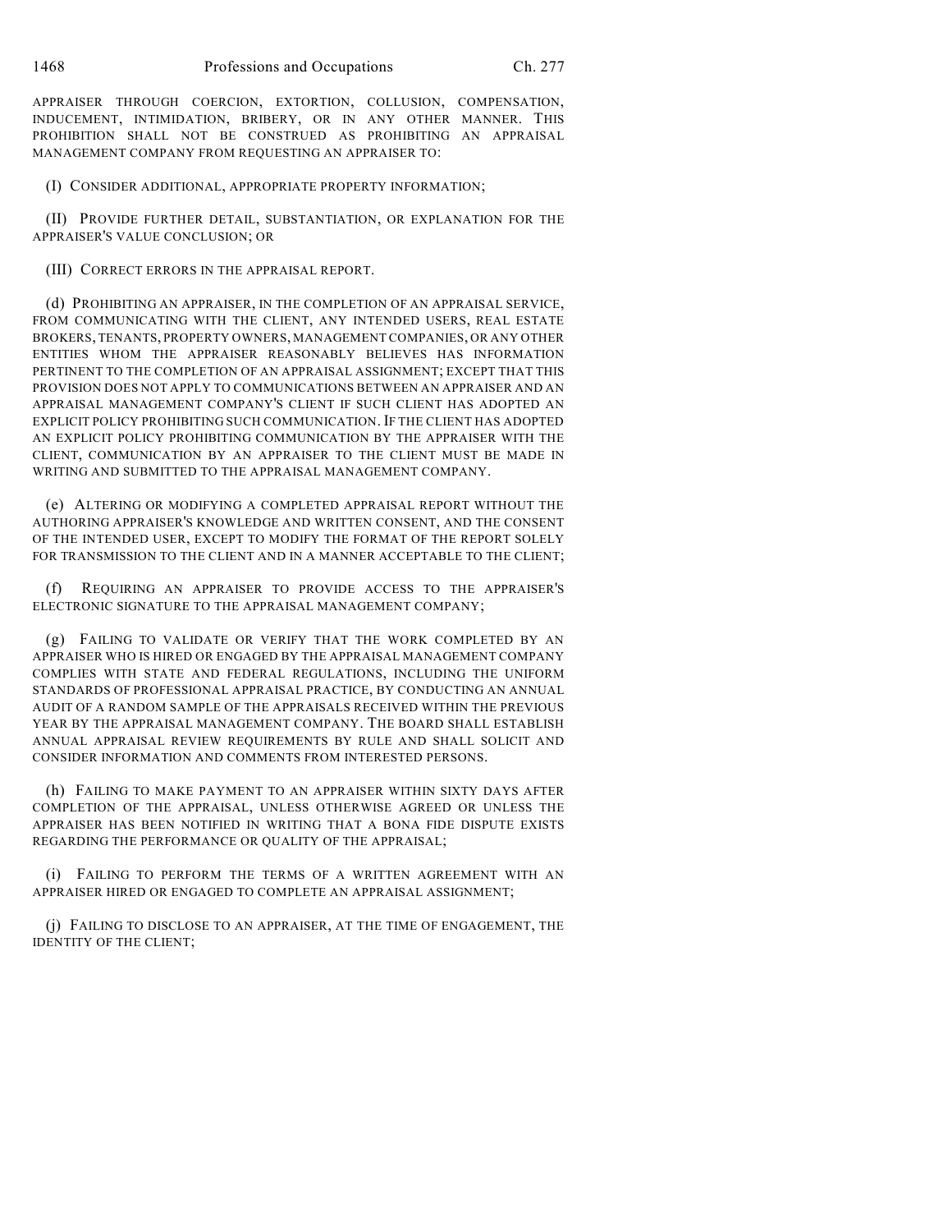APPRAISER THROUGH COERCION, EXTORTION, COLLUSION, COMPENSATION, INDUCEMENT, INTIMIDATION, BRIBERY, OR IN ANY OTHER MANNER. THIS PROHIBITION SHALL NOT BE CONSTRUED AS PROHIBITING AN APPRAISAL MANAGEMENT COMPANY FROM REQUESTING AN APPRAISER TO:

(I) CONSIDER ADDITIONAL, APPROPRIATE PROPERTY INFORMATION;

(II) PROVIDE FURTHER DETAIL, SUBSTANTIATION, OR EXPLANATION FOR THE APPRAISER'S VALUE CONCLUSION; OR

(III) CORRECT ERRORS IN THE APPRAISAL REPORT.

(d) PROHIBITING AN APPRAISER, IN THE COMPLETION OF AN APPRAISAL SERVICE, FROM COMMUNICATING WITH THE CLIENT, ANY INTENDED USERS, REAL ESTATE BROKERS, TENANTS, PROPERTY OWNERS, MANAGEMENT COMPANIES, OR ANY OTHER ENTITIES WHOM THE APPRAISER REASONABLY BELIEVES HAS INFORMATION PERTINENT TO THE COMPLETION OF AN APPRAISAL ASSIGNMENT; EXCEPT THAT THIS PROVISION DOES NOT APPLY TO COMMUNICATIONS BETWEEN AN APPRAISER AND AN APPRAISAL MANAGEMENT COMPANY'S CLIENT IF SUCH CLIENT HAS ADOPTED AN EXPLICIT POLICY PROHIBITING SUCH COMMUNICATION. IF THE CLIENT HAS ADOPTED AN EXPLICIT POLICY PROHIBITING COMMUNICATION BY THE APPRAISER WITH THE CLIENT, COMMUNICATION BY AN APPRAISER TO THE CLIENT MUST BE MADE IN WRITING AND SUBMITTED TO THE APPRAISAL MANAGEMENT COMPANY.

(e) ALTERING OR MODIFYING A COMPLETED APPRAISAL REPORT WITHOUT THE AUTHORING APPRAISER'S KNOWLEDGE AND WRITTEN CONSENT, AND THE CONSENT OF THE INTENDED USER, EXCEPT TO MODIFY THE FORMAT OF THE REPORT SOLELY FOR TRANSMISSION TO THE CLIENT AND IN A MANNER ACCEPTABLE TO THE CLIENT;

(f) REQUIRING AN APPRAISER TO PROVIDE ACCESS TO THE APPRAISER'S ELECTRONIC SIGNATURE TO THE APPRAISAL MANAGEMENT COMPANY;

(g) FAILING TO VALIDATE OR VERIFY THAT THE WORK COMPLETED BY AN APPRAISER WHO IS HIRED OR ENGAGED BY THE APPRAISAL MANAGEMENT COMPANY COMPLIES WITH STATE AND FEDERAL REGULATIONS, INCLUDING THE UNIFORM STANDARDS OF PROFESSIONAL APPRAISAL PRACTICE, BY CONDUCTING AN ANNUAL AUDIT OF A RANDOM SAMPLE OF THE APPRAISALS RECEIVED WITHIN THE PREVIOUS YEAR BY THE APPRAISAL MANAGEMENT COMPANY. THE BOARD SHALL ESTABLISH ANNUAL APPRAISAL REVIEW REQUIREMENTS BY RULE AND SHALL SOLICIT AND CONSIDER INFORMATION AND COMMENTS FROM INTERESTED PERSONS.

(h) FAILING TO MAKE PAYMENT TO AN APPRAISER WITHIN SIXTY DAYS AFTER COMPLETION OF THE APPRAISAL, UNLESS OTHERWISE AGREED OR UNLESS THE APPRAISER HAS BEEN NOTIFIED IN WRITING THAT A BONA FIDE DISPUTE EXISTS REGARDING THE PERFORMANCE OR QUALITY OF THE APPRAISAL;

(i) FAILING TO PERFORM THE TERMS OF A WRITTEN AGREEMENT WITH AN APPRAISER HIRED OR ENGAGED TO COMPLETE AN APPRAISAL ASSIGNMENT;

(j) FAILING TO DISCLOSE TO AN APPRAISER, AT THE TIME OF ENGAGEMENT, THE IDENTITY OF THE CLIENT;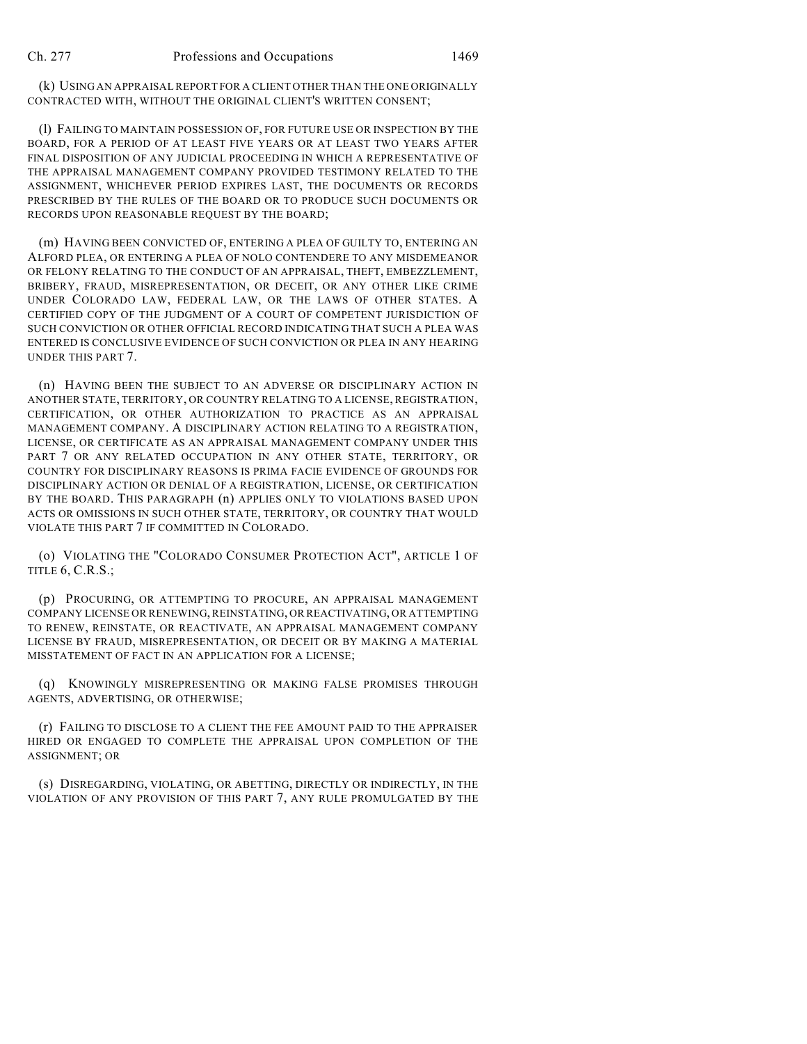(k) USING AN APPRAISAL REPORT FOR A CLIENT OTHER THAN THE ONE ORIGINALLY CONTRACTED WITH, WITHOUT THE ORIGINAL CLIENT'S WRITTEN CONSENT;

(l) FAILING TO MAINTAIN POSSESSION OF, FOR FUTURE USE OR INSPECTION BY THE BOARD, FOR A PERIOD OF AT LEAST FIVE YEARS OR AT LEAST TWO YEARS AFTER FINAL DISPOSITION OF ANY JUDICIAL PROCEEDING IN WHICH A REPRESENTATIVE OF THE APPRAISAL MANAGEMENT COMPANY PROVIDED TESTIMONY RELATED TO THE ASSIGNMENT, WHICHEVER PERIOD EXPIRES LAST, THE DOCUMENTS OR RECORDS PRESCRIBED BY THE RULES OF THE BOARD OR TO PRODUCE SUCH DOCUMENTS OR RECORDS UPON REASONABLE REQUEST BY THE BOARD;

(m) HAVING BEEN CONVICTED OF, ENTERING A PLEA OF GUILTY TO, ENTERING AN ALFORD PLEA, OR ENTERING A PLEA OF NOLO CONTENDERE TO ANY MISDEMEANOR OR FELONY RELATING TO THE CONDUCT OF AN APPRAISAL, THEFT, EMBEZZLEMENT, BRIBERY, FRAUD, MISREPRESENTATION, OR DECEIT, OR ANY OTHER LIKE CRIME UNDER COLORADO LAW, FEDERAL LAW, OR THE LAWS OF OTHER STATES. A CERTIFIED COPY OF THE JUDGMENT OF A COURT OF COMPETENT JURISDICTION OF SUCH CONVICTION OR OTHER OFFICIAL RECORD INDICATING THAT SUCH A PLEA WAS ENTERED IS CONCLUSIVE EVIDENCE OF SUCH CONVICTION OR PLEA IN ANY HEARING UNDER THIS PART 7.

(n) HAVING BEEN THE SUBJECT TO AN ADVERSE OR DISCIPLINARY ACTION IN ANOTHER STATE, TERRITORY, OR COUNTRY RELATING TO A LICENSE, REGISTRATION, CERTIFICATION, OR OTHER AUTHORIZATION TO PRACTICE AS AN APPRAISAL MANAGEMENT COMPANY. A DISCIPLINARY ACTION RELATING TO A REGISTRATION, LICENSE, OR CERTIFICATE AS AN APPRAISAL MANAGEMENT COMPANY UNDER THIS PART 7 OR ANY RELATED OCCUPATION IN ANY OTHER STATE, TERRITORY, OR COUNTRY FOR DISCIPLINARY REASONS IS PRIMA FACIE EVIDENCE OF GROUNDS FOR DISCIPLINARY ACTION OR DENIAL OF A REGISTRATION, LICENSE, OR CERTIFICATION BY THE BOARD. THIS PARAGRAPH (n) APPLIES ONLY TO VIOLATIONS BASED UPON ACTS OR OMISSIONS IN SUCH OTHER STATE, TERRITORY, OR COUNTRY THAT WOULD VIOLATE THIS PART 7 IF COMMITTED IN COLORADO.

(o) VIOLATING THE "COLORADO CONSUMER PROTECTION ACT", ARTICLE 1 OF TITLE 6, C.R.S.;

(p) PROCURING, OR ATTEMPTING TO PROCURE, AN APPRAISAL MANAGEMENT COMPANY LICENSE OR RENEWING, REINSTATING, OR REACTIVATING, OR ATTEMPTING TO RENEW, REINSTATE, OR REACTIVATE, AN APPRAISAL MANAGEMENT COMPANY LICENSE BY FRAUD, MISREPRESENTATION, OR DECEIT OR BY MAKING A MATERIAL MISSTATEMENT OF FACT IN AN APPLICATION FOR A LICENSE;

(q) KNOWINGLY MISREPRESENTING OR MAKING FALSE PROMISES THROUGH AGENTS, ADVERTISING, OR OTHERWISE;

(r) FAILING TO DISCLOSE TO A CLIENT THE FEE AMOUNT PAID TO THE APPRAISER HIRED OR ENGAGED TO COMPLETE THE APPRAISAL UPON COMPLETION OF THE ASSIGNMENT; OR

(s) DISREGARDING, VIOLATING, OR ABETTING, DIRECTLY OR INDIRECTLY, IN THE VIOLATION OF ANY PROVISION OF THIS PART 7, ANY RULE PROMULGATED BY THE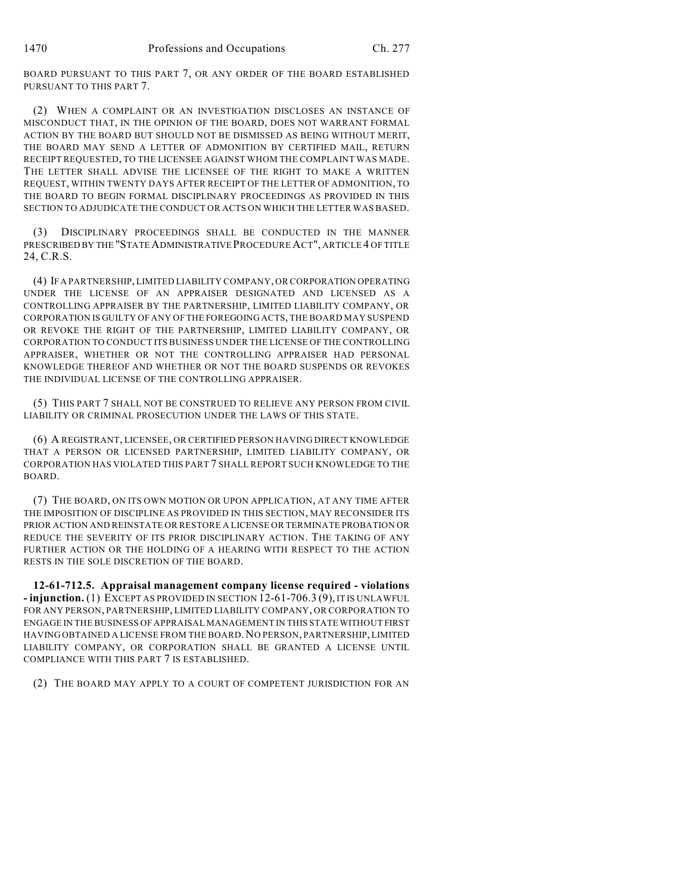BOARD PURSUANT TO THIS PART 7, OR ANY ORDER OF THE BOARD ESTABLISHED PURSUANT TO THIS PART 7.

(2) WHEN A COMPLAINT OR AN INVESTIGATION DISCLOSES AN INSTANCE OF MISCONDUCT THAT, IN THE OPINION OF THE BOARD, DOES NOT WARRANT FORMAL ACTION BY THE BOARD BUT SHOULD NOT BE DISMISSED AS BEING WITHOUT MERIT, THE BOARD MAY SEND A LETTER OF ADMONITION BY CERTIFIED MAIL, RETURN RECEIPT REQUESTED, TO THE LICENSEE AGAINST WHOM THE COMPLAINT WAS MADE. THE LETTER SHALL ADVISE THE LICENSEE OF THE RIGHT TO MAKE A WRITTEN REQUEST, WITHIN TWENTY DAYS AFTER RECEIPT OF THE LETTER OF ADMONITION, TO THE BOARD TO BEGIN FORMAL DISCIPLINARY PROCEEDINGS AS PROVIDED IN THIS SECTION TO ADJUDICATE THE CONDUCT OR ACTS ON WHICH THE LETTER WAS BASED.

(3) DISCIPLINARY PROCEEDINGS SHALL BE CONDUCTED IN THE MANNER PRESCRIBED BY THE "STATE ADMINISTRATIVE PROCEDURE ACT", ARTICLE 4 OF TITLE 24, C.R.S.

(4) IF A PARTNERSHIP, LIMITED LIABILITY COMPANY, OR CORPORATION OPERATING UNDER THE LICENSE OF AN APPRAISER DESIGNATED AND LICENSED AS A CONTROLLING APPRAISER BY THE PARTNERSHIP, LIMITED LIABILITY COMPANY, OR CORPORATION IS GUILTY OF ANY OF THE FOREGOING ACTS, THE BOARD MAY SUSPEND OR REVOKE THE RIGHT OF THE PARTNERSHIP, LIMITED LIABILITY COMPANY, OR CORPORATION TO CONDUCT ITS BUSINESS UNDER THE LICENSE OF THE CONTROLLING APPRAISER, WHETHER OR NOT THE CONTROLLING APPRAISER HAD PERSONAL KNOWLEDGE THEREOF AND WHETHER OR NOT THE BOARD SUSPENDS OR REVOKES THE INDIVIDUAL LICENSE OF THE CONTROLLING APPRAISER.

(5) THIS PART 7 SHALL NOT BE CONSTRUED TO RELIEVE ANY PERSON FROM CIVIL LIABILITY OR CRIMINAL PROSECUTION UNDER THE LAWS OF THIS STATE.

(6) A REGISTRANT, LICENSEE, OR CERTIFIED PERSON HAVING DIRECT KNOWLEDGE THAT A PERSON OR LICENSED PARTNERSHIP, LIMITED LIABILITY COMPANY, OR CORPORATION HAS VIOLATED THIS PART 7 SHALL REPORT SUCH KNOWLEDGE TO THE BOARD.

(7) THE BOARD, ON ITS OWN MOTION OR UPON APPLICATION, AT ANY TIME AFTER THE IMPOSITION OF DISCIPLINE AS PROVIDED IN THIS SECTION, MAY RECONSIDER ITS PRIOR ACTION AND REINSTATE OR RESTORE A LICENSE OR TERMINATE PROBATION OR REDUCE THE SEVERITY OF ITS PRIOR DISCIPLINARY ACTION. THE TAKING OF ANY FURTHER ACTION OR THE HOLDING OF A HEARING WITH RESPECT TO THE ACTION RESTS IN THE SOLE DISCRETION OF THE BOARD.

**12-61-712.5. Appraisal management company license required - violations - injunction.** (1) EXCEPT AS PROVIDED IN SECTION 12-61-706.3 (9), IT IS UNLAWFUL FOR ANY PERSON, PARTNERSHIP, LIMITED LIABILITY COMPANY, OR CORPORATION TO ENGAGE IN THE BUSINESS OF APPRAISAL MANAGEMENT IN THIS STATE WITHOUT FIRST HAVING OBTAINED A LICENSE FROM THE BOARD. NO PERSON, PARTNERSHIP, LIMITED LIABILITY COMPANY, OR CORPORATION SHALL BE GRANTED A LICENSE UNTIL COMPLIANCE WITH THIS PART 7 IS ESTABLISHED.

(2) THE BOARD MAY APPLY TO A COURT OF COMPETENT JURISDICTION FOR AN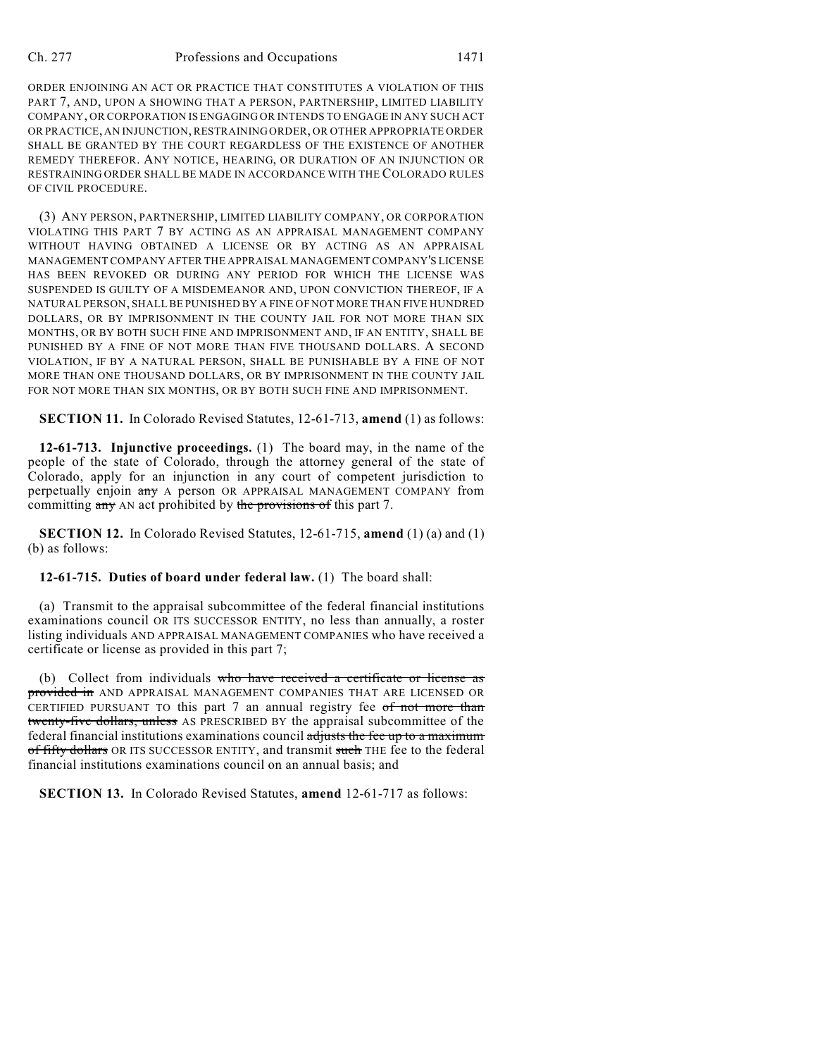ORDER ENJOINING AN ACT OR PRACTICE THAT CONSTITUTES A VIOLATION OF THIS PART 7, AND, UPON A SHOWING THAT A PERSON, PARTNERSHIP, LIMITED LIABILITY COMPANY, OR CORPORATION IS ENGAGING OR INTENDS TO ENGAGE IN ANY SUCH ACT OR PRACTICE, AN INJUNCTION, RESTRAINING ORDER, OR OTHER APPROPRIATE ORDER SHALL BE GRANTED BY THE COURT REGARDLESS OF THE EXISTENCE OF ANOTHER REMEDY THEREFOR. ANY NOTICE, HEARING, OR DURATION OF AN INJUNCTION OR RESTRAINING ORDER SHALL BE MADE IN ACCORDANCE WITH THE COLORADO RULES OF CIVIL PROCEDURE.

(3) ANY PERSON, PARTNERSHIP, LIMITED LIABILITY COMPANY, OR CORPORATION VIOLATING THIS PART 7 BY ACTING AS AN APPRAISAL MANAGEMENT COMPANY WITHOUT HAVING OBTAINED A LICENSE OR BY ACTING AS AN APPRAISAL MANAGEMENT COMPANY AFTER THE APPRAISAL MANAGEMENT COMPANY'S LICENSE HAS BEEN REVOKED OR DURING ANY PERIOD FOR WHICH THE LICENSE WAS SUSPENDED IS GUILTY OF A MISDEMEANOR AND, UPON CONVICTION THEREOF, IF A NATURAL PERSON, SHALL BE PUNISHED BY A FINE OF NOT MORE THAN FIVE HUNDRED DOLLARS, OR BY IMPRISONMENT IN THE COUNTY JAIL FOR NOT MORE THAN SIX MONTHS, OR BY BOTH SUCH FINE AND IMPRISONMENT AND, IF AN ENTITY, SHALL BE PUNISHED BY A FINE OF NOT MORE THAN FIVE THOUSAND DOLLARS. A SECOND VIOLATION, IF BY A NATURAL PERSON, SHALL BE PUNISHABLE BY A FINE OF NOT MORE THAN ONE THOUSAND DOLLARS, OR BY IMPRISONMENT IN THE COUNTY JAIL FOR NOT MORE THAN SIX MONTHS, OR BY BOTH SUCH FINE AND IMPRISONMENT.

**SECTION 11.** In Colorado Revised Statutes, 12-61-713, **amend** (1) as follows:

**12-61-713. Injunctive proceedings.** (1) The board may, in the name of the people of the state of Colorado, through the attorney general of the state of Colorado, apply for an injunction in any court of competent jurisdiction to perpetually enjoin ~~any~~ A person OR APPRAISAL MANAGEMENT COMPANY from committing ~~any~~ AN act prohibited by ~~the provisions of~~ this part 7.

**SECTION 12.** In Colorado Revised Statutes, 12-61-715, **amend** (1) (a) and (1) (b) as follows:

**12-61-715. Duties of board under federal law.** (1) The board shall:

(a) Transmit to the appraisal subcommittee of the federal financial institutions examinations council OR ITS SUCCESSOR ENTITY, no less than annually, a roster listing individuals AND APPRAISAL MANAGEMENT COMPANIES who have received a certificate or license as provided in this part 7;

(b) Collect from individuals ~~who have received a certificate or license as provided in~~ AND APPRAISAL MANAGEMENT COMPANIES THAT ARE LICENSED OR CERTIFIED PURSUANT TO this part 7 an annual registry fee ~~of not more than twenty-five dollars, unless~~ AS PRESCRIBED BY the appraisal subcommittee of the federal financial institutions examinations council ~~adjusts the fee up to a maximum of fifty dollars~~ OR ITS SUCCESSOR ENTITY, and transmit ~~such~~ THE fee to the federal financial institutions examinations council on an annual basis; and

**SECTION 13.** In Colorado Revised Statutes, **amend** 12-61-717 as follows: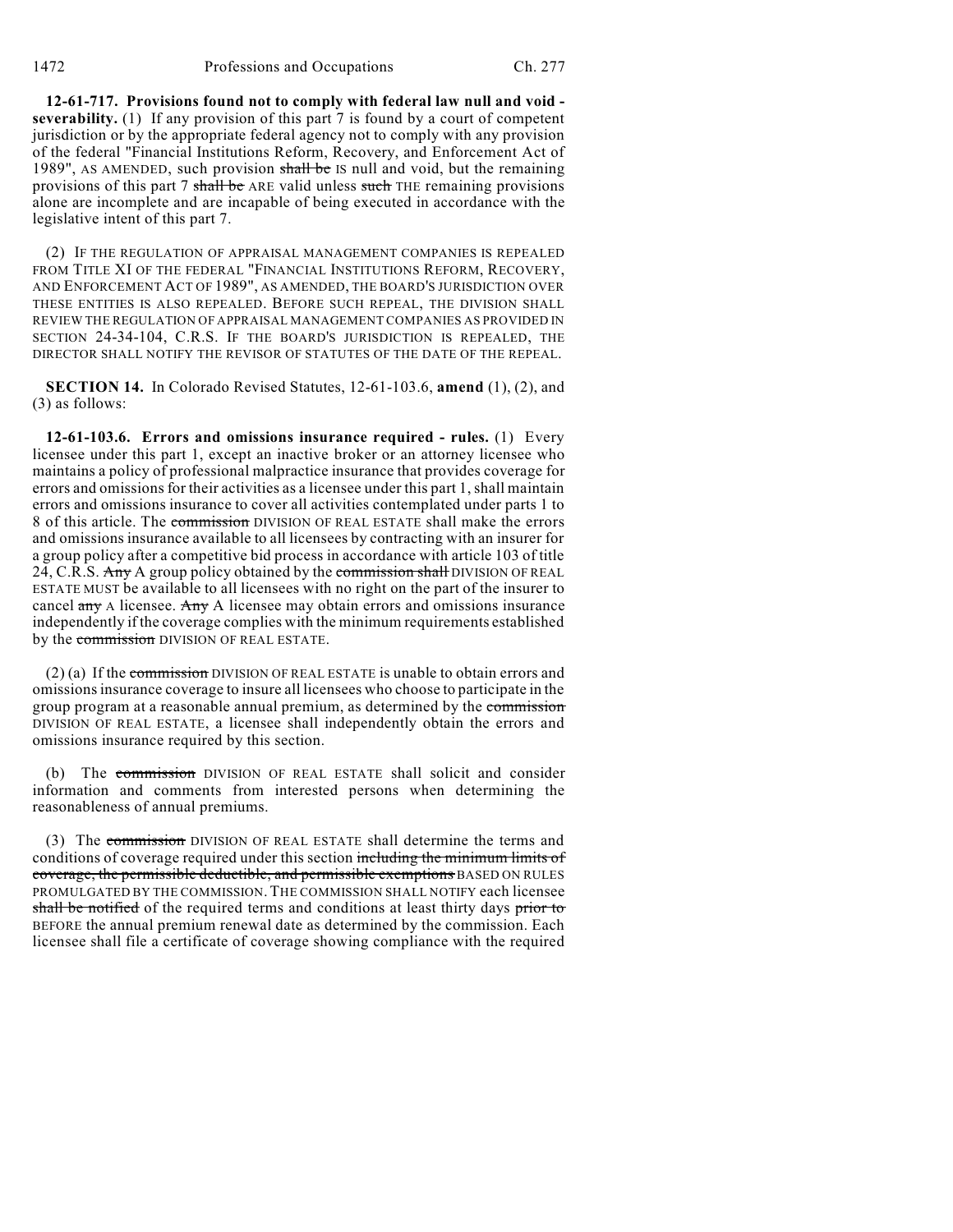**12-61-717. Provisions found not to comply with federal law null and void - severability.** (1) If any provision of this part 7 is found by a court of competent jurisdiction or by the appropriate federal agency not to comply with any provision of the federal "Financial Institutions Reform, Recovery, and Enforcement Act of 1989", AS AMENDED, such provision ~~shall be~~ IS null and void, but the remaining provisions of this part 7 ~~shall be~~ ARE valid unless ~~such~~ THE remaining provisions alone are incomplete and are incapable of being executed in accordance with the legislative intent of this part 7.

(2) IF THE REGULATION OF APPRAISAL MANAGEMENT COMPANIES IS REPEALED FROM TITLE XI OF THE FEDERAL "FINANCIAL INSTITUTIONS REFORM, RECOVERY, AND ENFORCEMENT ACT OF 1989", AS AMENDED, THE BOARD'S JURISDICTION OVER THESE ENTITIES IS ALSO REPEALED. BEFORE SUCH REPEAL, THE DIVISION SHALL REVIEW THE REGULATION OF APPRAISAL MANAGEMENT COMPANIES AS PROVIDED IN SECTION 24-34-104, C.R.S. IF THE BOARD'S JURISDICTION IS REPEALED, THE DIRECTOR SHALL NOTIFY THE REVISOR OF STATUTES OF THE DATE OF THE REPEAL.

**SECTION 14.** In Colorado Revised Statutes, 12-61-103.6, **amend** (1), (2), and (3) as follows:

**12-61-103.6. Errors and omissions insurance required - rules.** (1) Every licensee under this part 1, except an inactive broker or an attorney licensee who maintains a policy of professional malpractice insurance that provides coverage for errors and omissions for their activities as a licensee under this part 1, shall maintain errors and omissions insurance to cover all activities contemplated under parts 1 to 8 of this article. The ~~commission~~ DIVISION OF REAL ESTATE shall make the errors and omissions insurance available to all licensees by contracting with an insurer for a group policy after a competitive bid process in accordance with article 103 of title 24, C.R.S. ~~Any~~ A group policy obtained by the ~~commission shall~~ DIVISION OF REAL ESTATE MUST be available to all licensees with no right on the part of the insurer to cancel ~~any~~ A licensee. ~~Any~~ A licensee may obtain errors and omissions insurance independently if the coverage complies with the minimum requirements established by the ~~commission~~ DIVISION OF REAL ESTATE.

(2) (a) If the ~~commission~~ DIVISION OF REAL ESTATE is unable to obtain errors and omissions insurance coverage to insure all licensees who choose to participate in the group program at a reasonable annual premium, as determined by the ~~commission~~ DIVISION OF REAL ESTATE, a licensee shall independently obtain the errors and omissions insurance required by this section.

(b) The ~~commission~~ DIVISION OF REAL ESTATE shall solicit and consider information and comments from interested persons when determining the reasonableness of annual premiums.

(3) The ~~commission~~ DIVISION OF REAL ESTATE shall determine the terms and conditions of coverage required under this section ~~including the minimum limits of coverage, the permissible deductible, and permissible exemptions~~ BASED ON RULES PROMULGATED BY THE COMMISSION. THE COMMISSION SHALL NOTIFY each licensee ~~shall be notified~~ of the required terms and conditions at least thirty days ~~prior to~~ BEFORE the annual premium renewal date as determined by the commission. Each licensee shall file a certificate of coverage showing compliance with the required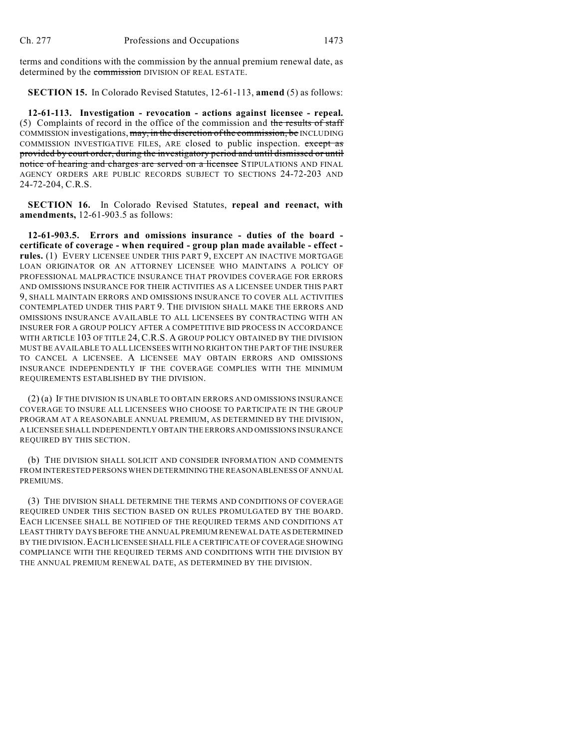terms and conditions with the commission by the annual premium renewal date, as determined by the ~~commission~~ DIVISION OF REAL ESTATE.

**SECTION 15.** In Colorado Revised Statutes, 12-61-113, **amend** (5) as follows:

**12-61-113. Investigation - revocation - actions against licensee - repeal.** (5) Complaints of record in the office of the commission and ~~the results of staff~~ COMMISSION investigations, ~~may, in the discretion of the commission, be~~ INCLUDING COMMISSION INVESTIGATIVE FILES, ARE closed to public inspection. ~~except as provided by court order, during the investigatory period and until dismissed or until notice of hearing and charges are served on a licensee~~ STIPULATIONS AND FINAL AGENCY ORDERS ARE PUBLIC RECORDS SUBJECT TO SECTIONS 24-72-203 AND 24-72-204, C.R.S.

**SECTION 16.** In Colorado Revised Statutes, **repeal and reenact, with amendments,** 12-61-903.5 as follows:

**12-61-903.5. Errors and omissions insurance - duties of the board - certificate of coverage - when required - group plan made available - effect - rules.** (1) EVERY LICENSEE UNDER THIS PART 9, EXCEPT AN INACTIVE MORTGAGE LOAN ORIGINATOR OR AN ATTORNEY LICENSEE WHO MAINTAINS A POLICY OF PROFESSIONAL MALPRACTICE INSURANCE THAT PROVIDES COVERAGE FOR ERRORS AND OMISSIONS INSURANCE FOR THEIR ACTIVITIES AS A LICENSEE UNDER THIS PART 9, SHALL MAINTAIN ERRORS AND OMISSIONS INSURANCE TO COVER ALL ACTIVITIES CONTEMPLATED UNDER THIS PART 9. THE DIVISION SHALL MAKE THE ERRORS AND OMISSIONS INSURANCE AVAILABLE TO ALL LICENSEES BY CONTRACTING WITH AN INSURER FOR A GROUP POLICY AFTER A COMPETITIVE BID PROCESS IN ACCORDANCE WITH ARTICLE 103 OF TITLE 24, C.R.S. A GROUP POLICY OBTAINED BY THE DIVISION MUST BE AVAILABLE TO ALL LICENSEES WITH NO RIGHT ON THE PART OF THE INSURER TO CANCEL A LICENSEE. A LICENSEE MAY OBTAIN ERRORS AND OMISSIONS INSURANCE INDEPENDENTLY IF THE COVERAGE COMPLIES WITH THE MINIMUM REQUIREMENTS ESTABLISHED BY THE DIVISION.

(2) (a) IF THE DIVISION IS UNABLE TO OBTAIN ERRORS AND OMISSIONS INSURANCE COVERAGE TO INSURE ALL LICENSEES WHO CHOOSE TO PARTICIPATE IN THE GROUP PROGRAM AT A REASONABLE ANNUAL PREMIUM, AS DETERMINED BY THE DIVISION, A LICENSEE SHALL INDEPENDENTLY OBTAIN THE ERRORS AND OMISSIONS INSURANCE REQUIRED BY THIS SECTION.

(b) THE DIVISION SHALL SOLICIT AND CONSIDER INFORMATION AND COMMENTS FROM INTERESTED PERSONS WHEN DETERMINING THE REASONABLENESS OF ANNUAL PREMIUMS.

(3) THE DIVISION SHALL DETERMINE THE TERMS AND CONDITIONS OF COVERAGE REQUIRED UNDER THIS SECTION BASED ON RULES PROMULGATED BY THE BOARD. EACH LICENSEE SHALL BE NOTIFIED OF THE REQUIRED TERMS AND CONDITIONS AT LEAST THIRTY DAYS BEFORE THE ANNUAL PREMIUM RENEWAL DATE AS DETERMINED BY THE DIVISION. EACH LICENSEE SHALL FILE A CERTIFICATE OF COVERAGE SHOWING COMPLIANCE WITH THE REQUIRED TERMS AND CONDITIONS WITH THE DIVISION BY THE ANNUAL PREMIUM RENEWAL DATE, AS DETERMINED BY THE DIVISION.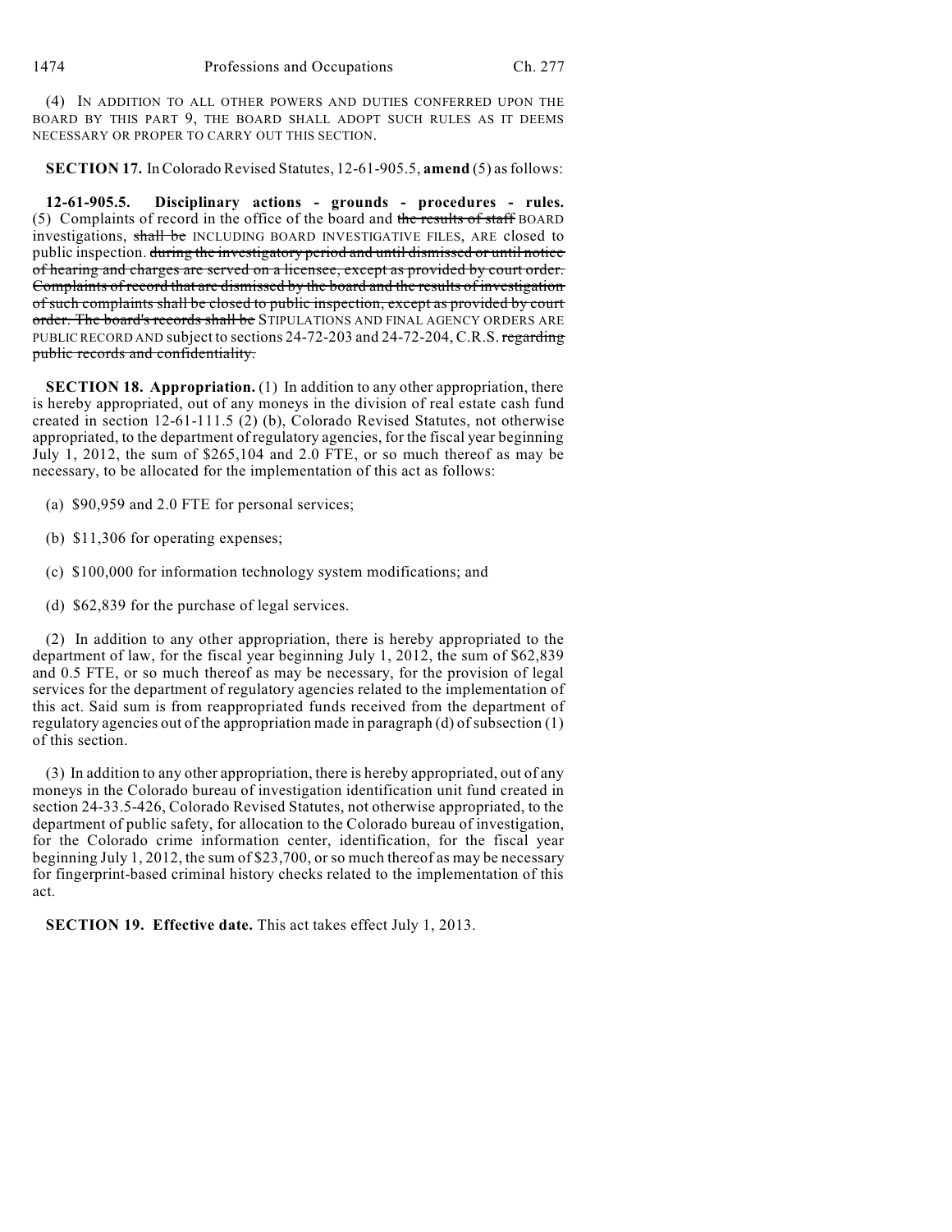(4) IN ADDITION TO ALL OTHER POWERS AND DUTIES CONFERRED UPON THE BOARD BY THIS PART 9, THE BOARD SHALL ADOPT SUCH RULES AS IT DEEMS NECESSARY OR PROPER TO CARRY OUT THIS SECTION.

**SECTION 17.** In Colorado Revised Statutes, 12-61-905.5, **amend** (5) as follows:

**12-61-905.5. Disciplinary actions - grounds - procedures - rules.** (5) Complaints of record in the office of the board and ~~the results of staff~~ BOARD investigations, ~~shall be~~ INCLUDING BOARD INVESTIGATIVE FILES, ARE closed to public inspection. ~~during the investigatory period and until dismissed or until notice of hearing and charges are served on a licensee, except as provided by court order. Complaints of record that are dismissed by the board and the results of investigation of such complaints shall be closed to public inspection, except as provided by court order. The board's records shall be~~ STIPULATIONS AND FINAL AGENCY ORDERS ARE PUBLIC RECORD AND subject to sections 24-72-203 and 24-72-204, C.R.S. ~~regarding public records and confidentiality.~~

**SECTION 18. Appropriation.** (1) In addition to any other appropriation, there is hereby appropriated, out of any moneys in the division of real estate cash fund created in section 12-61-111.5 (2) (b), Colorado Revised Statutes, not otherwise appropriated, to the department of regulatory agencies, for the fiscal year beginning July 1, 2012, the sum of $265,104 and 2.0 FTE, or so much thereof as may be necessary, to be allocated for the implementation of this act as follows:

(a) $90,959 and 2.0 FTE for personal services;

(b) $11,306 for operating expenses;

(c) $100,000 for information technology system modifications; and

(d) $62,839 for the purchase of legal services.

(2) In addition to any other appropriation, there is hereby appropriated to the department of law, for the fiscal year beginning July 1, 2012, the sum of $62,839 and 0.5 FTE, or so much thereof as may be necessary, for the provision of legal services for the department of regulatory agencies related to the implementation of this act. Said sum is from reappropriated funds received from the department of regulatory agencies out of the appropriation made in paragraph (d) of subsection (1) of this section.

(3) In addition to any other appropriation, there is hereby appropriated, out of any moneys in the Colorado bureau of investigation identification unit fund created in section 24-33.5-426, Colorado Revised Statutes, not otherwise appropriated, to the department of public safety, for allocation to the Colorado bureau of investigation, for the Colorado crime information center, identification, for the fiscal year beginning July 1, 2012, the sum of $23,700, or so much thereof as may be necessary for fingerprint-based criminal history checks related to the implementation of this act.

**SECTION 19. Effective date.** This act takes effect July 1, 2013.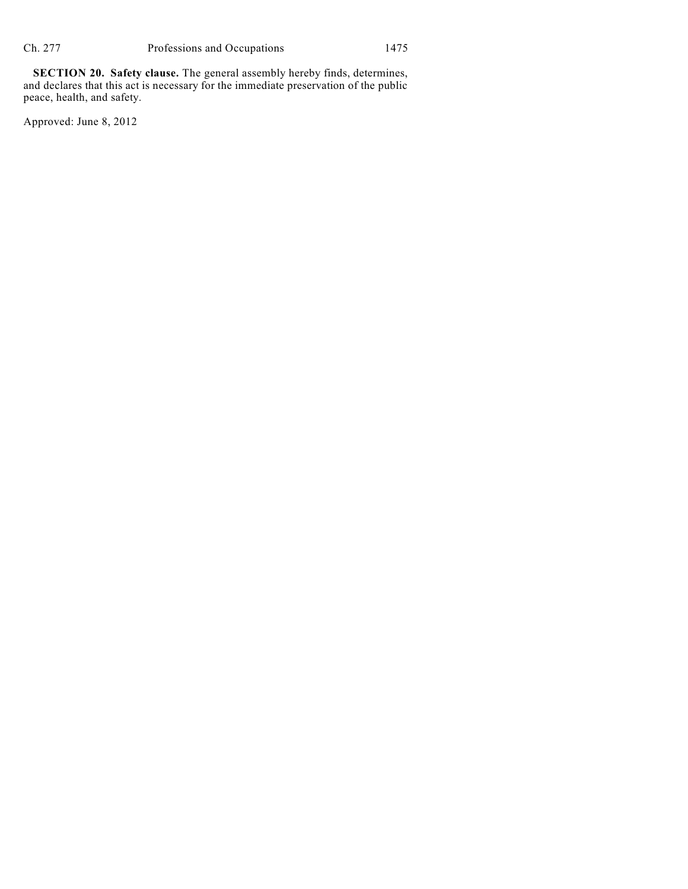**SECTION 20. Safety clause.** The general assembly hereby finds, determines, and declares that this act is necessary for the immediate preservation of the public peace, health, and safety.

Approved: June 8, 2012